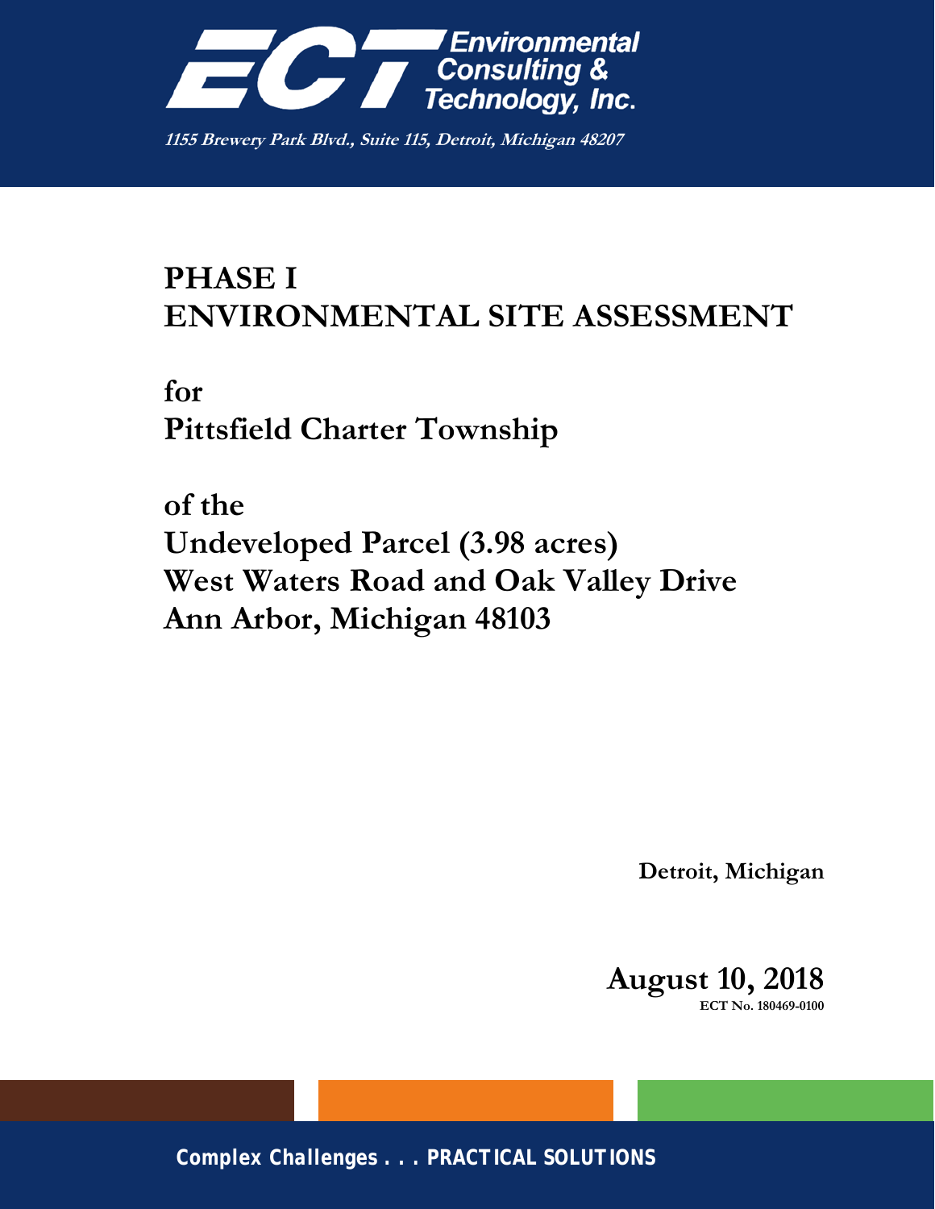**Environmental Consulting & Technology, Inc.**

*1155 Brewery Park Blvd., Suite 115, Detroit, Michigan 48207*

# PHASE I
# ENVIRONMENTAL SITE ASSESSMENT

## for
## Pittsfield Charter Township

## of the
## Undeveloped Parcel (3.98 acres)
## West Waters Road and Oak Valley Drive
## Ann Arbor, Michigan 48103

**Detroit, Michigan**

**August 10, 2018**

**ECT No. 180469-0100**

**Complex Challenges . . . PRACTICAL SOLUTIONS**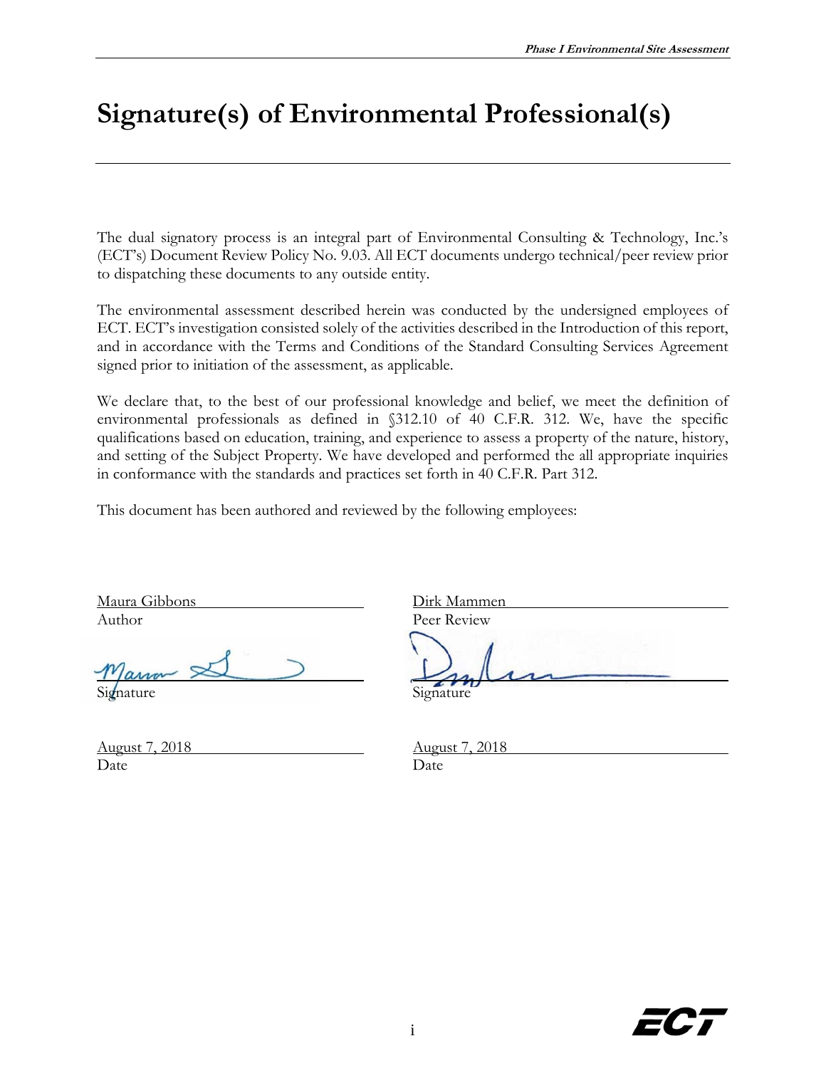# Signature(s) of Environmental Professional(s)

The dual signatory process is an integral part of Environmental Consulting & Technology, Inc.'s (ECT's) Document Review Policy No. 9.03. All ECT documents undergo technical/peer review prior to dispatching these documents to any outside entity.

The environmental assessment described herein was conducted by the undersigned employees of ECT. ECT's investigation consisted solely of the activities described in the Introduction of this report, and in accordance with the Terms and Conditions of the Standard Consulting Services Agreement signed prior to initiation of the assessment, as applicable.

We declare that, to the best of our professional knowledge and belief, we meet the definition of environmental professionals as defined in §312.10 of 40 C.F.R. 312. We, have the specific qualifications based on education, training, and experience to assess a property of the nature, history, and setting of the Subject Property. We have developed and performed the all appropriate inquiries in conformance with the standards and practices set forth in 40 C.F.R. Part 312.

This document has been authored and reviewed by the following employees:

| | |
|---|---|
| Maura Gibbons | Dirk Mammen |
| Author | Peer Review |
| Signature | Signature |
| August 7, 2018 | August 7, 2018 |
| Date | Date |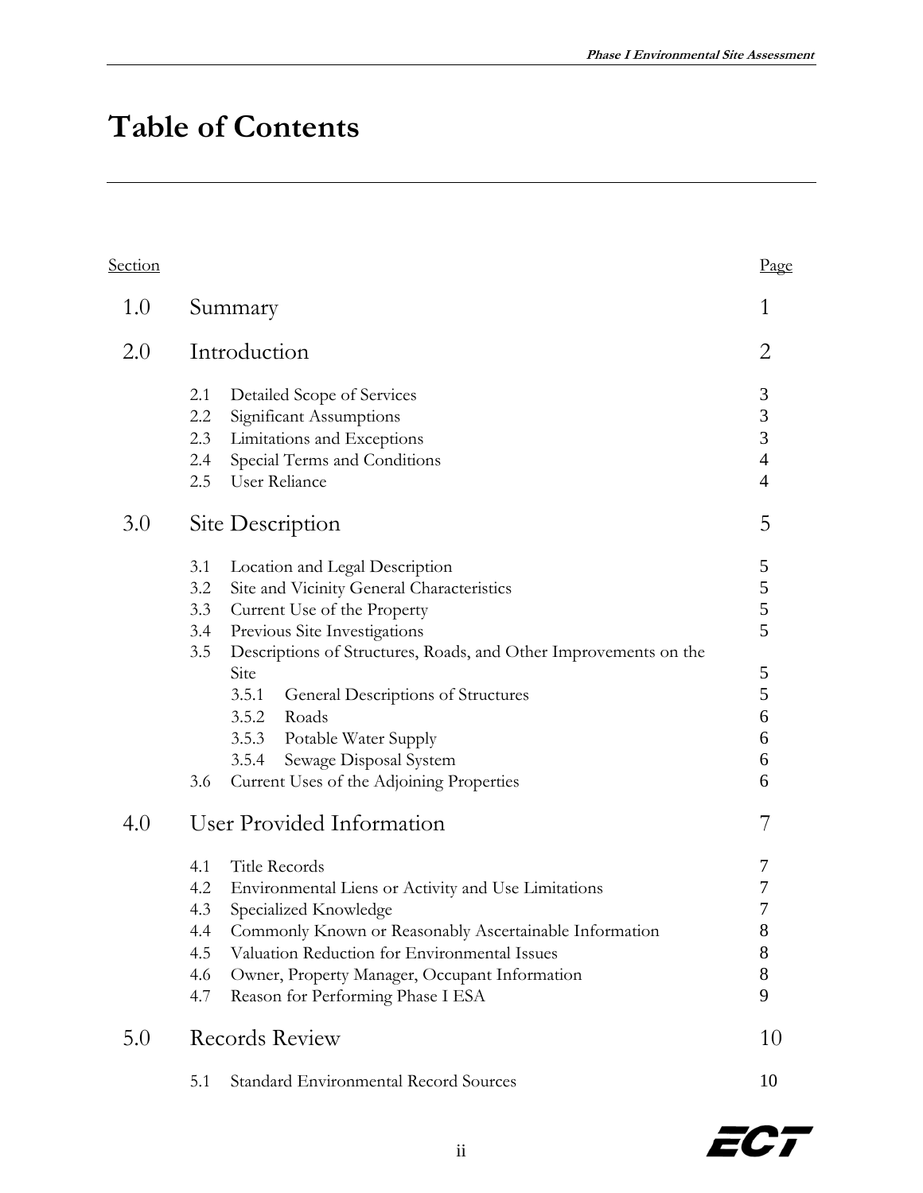# Table of Contents

| Section | | Page |
|---|---|---|
| 1.0 | Summary | 1 |
| 2.0 | Introduction | 2 |
| | 2.1 Detailed Scope of Services | 3 |
| | 2.2 Significant Assumptions | 3 |
| | 2.3 Limitations and Exceptions | 3 |
| | 2.4 Special Terms and Conditions | 4 |
| | 2.5 User Reliance | 4 |
| 3.0 | Site Description | 5 |
| | 3.1 Location and Legal Description | 5 |
| | 3.2 Site and Vicinity General Characteristics | 5 |
| | 3.3 Current Use of the Property | 5 |
| | 3.4 Previous Site Investigations | 5 |
| | 3.5 Descriptions of Structures, Roads, and Other Improvements on the Site | 5 |
| | 3.5.1 General Descriptions of Structures | 5 |
| | 3.5.2 Roads | 6 |
| | 3.5.3 Potable Water Supply | 6 |
| | 3.5.4 Sewage Disposal System | 6 |
| | 3.6 Current Uses of the Adjoining Properties | 6 |
| 4.0 | User Provided Information | 7 |
| | 4.1 Title Records | 7 |
| | 4.2 Environmental Liens or Activity and Use Limitations | 7 |
| | 4.3 Specialized Knowledge | 7 |
| | 4.4 Commonly Known or Reasonably Ascertainable Information | 8 |
| | 4.5 Valuation Reduction for Environmental Issues | 8 |
| | 4.6 Owner, Property Manager, Occupant Information | 8 |
| | 4.7 Reason for Performing Phase I ESA | 9 |
| 5.0 | Records Review | 10 |
| | 5.1 Standard Environmental Record Sources | 10 |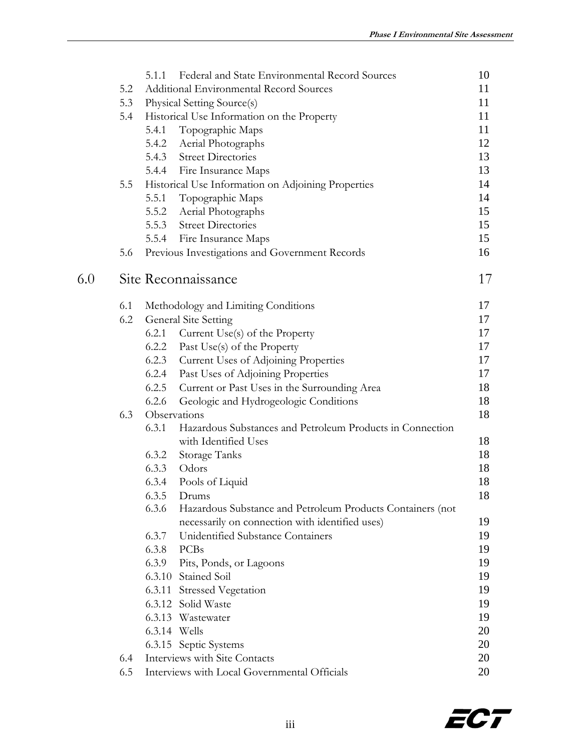5.1.1 Federal and State Environmental Record Sources 10

5.2 Additional Environmental Record Sources 11

5.3 Physical Setting Source(s) 11

5.4 Historical Use Information on the Property 11

5.4.1 Topographic Maps 11

5.4.2 Aerial Photographs 12

5.4.3 Street Directories 13

5.4.4 Fire Insurance Maps 13

5.5 Historical Use Information on Adjoining Properties 14

5.5.1 Topographic Maps 14

5.5.2 Aerial Photographs 15

5.5.3 Street Directories 15

5.5.4 Fire Insurance Maps 15

5.6 Previous Investigations and Government Records 16

6.0 Site Reconnaissance 17

6.1 Methodology and Limiting Conditions 17

6.2 General Site Setting 17

6.2.1 Current Use(s) of the Property 17

6.2.2 Past Use(s) of the Property 17

6.2.3 Current Uses of Adjoining Properties 17

6.2.4 Past Uses of Adjoining Properties 17

6.2.5 Current or Past Uses in the Surrounding Area 18

6.2.6 Geologic and Hydrogeologic Conditions 18

6.3 Observations 18

6.3.1 Hazardous Substances and Petroleum Products in Connection with Identified Uses 18

6.3.2 Storage Tanks 18

6.3.3 Odors 18

6.3.4 Pools of Liquid 18

6.3.5 Drums 18

6.3.6 Hazardous Substance and Petroleum Products Containers (not necessarily on connection with identified uses) 19

6.3.7 Unidentified Substance Containers 19

6.3.8 PCBs 19

6.3.9 Pits, Ponds, or Lagoons 19

6.3.10 Stained Soil 19

6.3.11 Stressed Vegetation 19

6.3.12 Solid Waste 19

6.3.13 Wastewater 19

6.3.14 Wells 20

6.3.15 Septic Systems 20

6.4 Interviews with Site Contacts 20

6.5 Interviews with Local Governmental Officials 20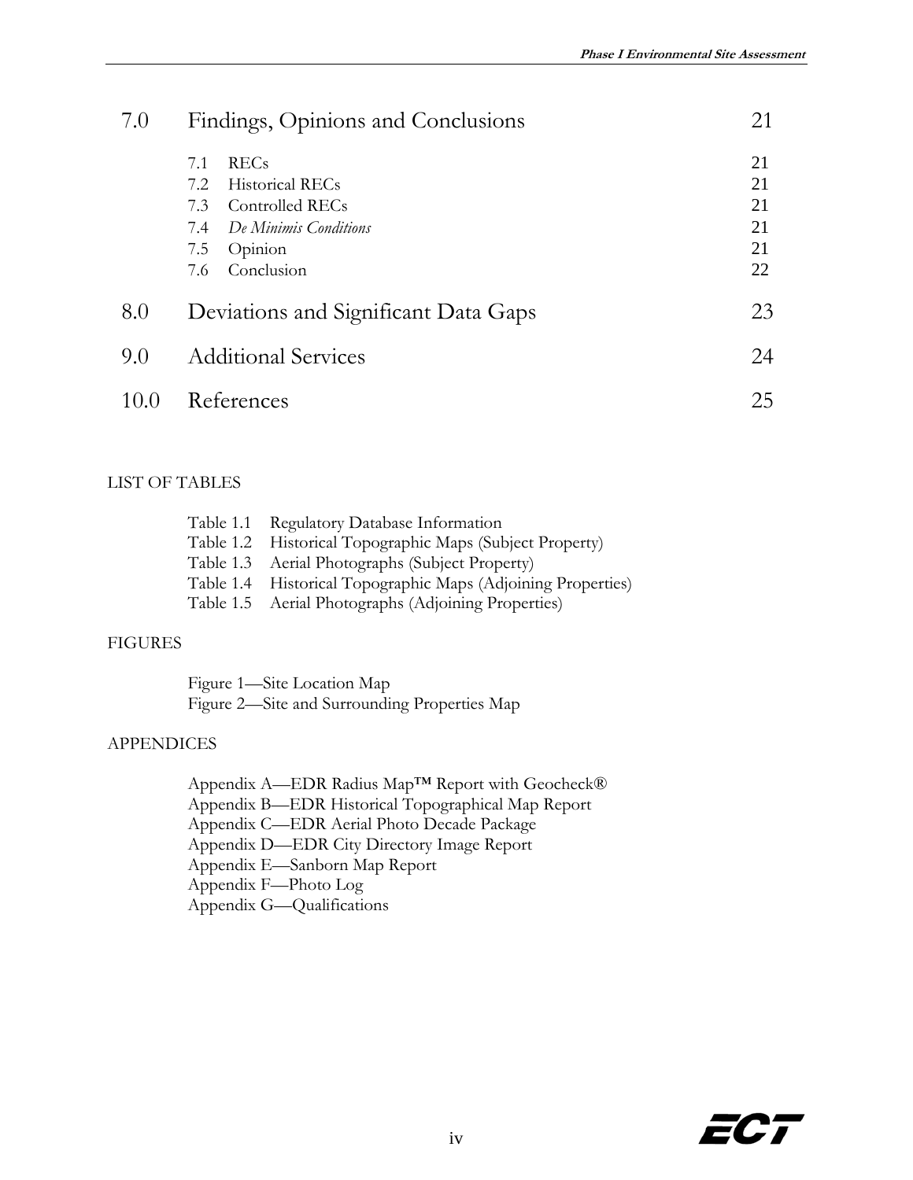| | | |
|---|---|---|
| 7.0 | Findings, Opinions and Conclusions | 21 |
| | 7.1 RECs | 21 |
| | 7.2 Historical RECs | 21 |
| | 7.3 Controlled RECs | 21 |
| | 7.4 *De Minimis Conditions* | 21 |
| | 7.5 Opinion | 21 |
| | 7.6 Conclusion | 22 |
| 8.0 | Deviations and Significant Data Gaps | 23 |
| 9.0 | Additional Services | 24 |
| 10.0 | References | 25 |

LIST OF TABLES

Table 1.1 Regulatory Database Information
Table 1.2 Historical Topographic Maps (Subject Property)
Table 1.3 Aerial Photographs (Subject Property)
Table 1.4 Historical Topographic Maps (Adjoining Properties)
Table 1.5 Aerial Photographs (Adjoining Properties)

FIGURES

Figure 1—Site Location Map
Figure 2—Site and Surrounding Properties Map

APPENDICES

Appendix A—EDR Radius Map™ Report with Geocheck®
Appendix B—EDR Historical Topographical Map Report
Appendix C—EDR Aerial Photo Decade Package
Appendix D—EDR City Directory Image Report
Appendix E—Sanborn Map Report
Appendix F—Photo Log
Appendix G—Qualifications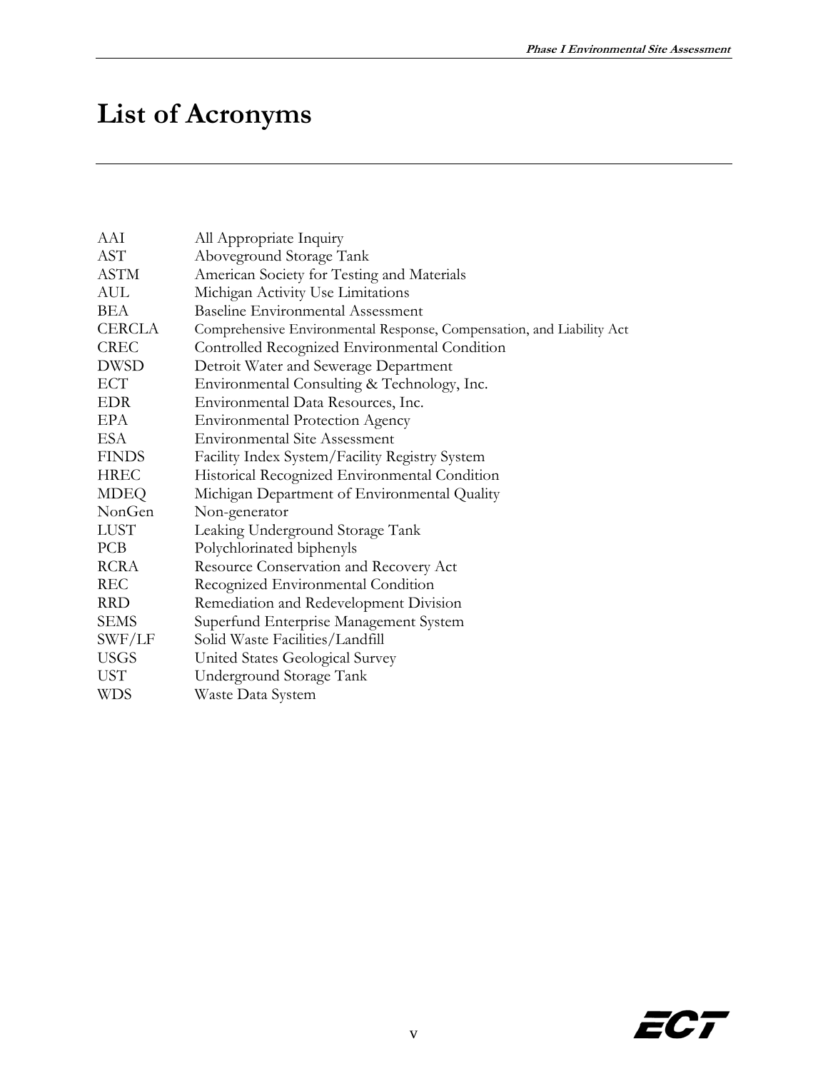# List of Acronyms

| | |
|---|---|
| AAI | All Appropriate Inquiry |
| AST | Aboveground Storage Tank |
| ASTM | American Society for Testing and Materials |
| AUL | Michigan Activity Use Limitations |
| BEA | Baseline Environmental Assessment |
| CERCLA | Comprehensive Environmental Response, Compensation, and Liability Act |
| CREC | Controlled Recognized Environmental Condition |
| DWSD | Detroit Water and Sewerage Department |
| ECT | Environmental Consulting & Technology, Inc. |
| EDR | Environmental Data Resources, Inc. |
| EPA | Environmental Protection Agency |
| ESA | Environmental Site Assessment |
| FINDS | Facility Index System/Facility Registry System |
| HREC | Historical Recognized Environmental Condition |
| MDEQ | Michigan Department of Environmental Quality |
| NonGen | Non-generator |
| LUST | Leaking Underground Storage Tank |
| PCB | Polychlorinated biphenyls |
| RCRA | Resource Conservation and Recovery Act |
| REC | Recognized Environmental Condition |
| RRD | Remediation and Redevelopment Division |
| SEMS | Superfund Enterprise Management System |
| SWF/LF | Solid Waste Facilities/Landfill |
| USGS | United States Geological Survey |
| UST | Underground Storage Tank |
| WDS | Waste Data System |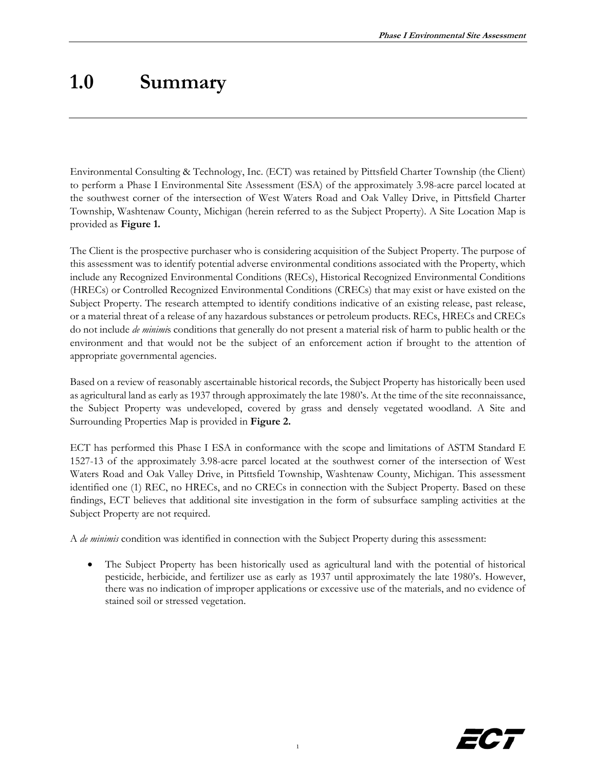# 1.0 Summary

Environmental Consulting & Technology, Inc. (ECT) was retained by Pittsfield Charter Township (the Client) to perform a Phase I Environmental Site Assessment (ESA) of the approximately 3.98-acre parcel located at the southwest corner of the intersection of West Waters Road and Oak Valley Drive, in Pittsfield Charter Township, Washtenaw County, Michigan (herein referred to as the Subject Property). A Site Location Map is provided as **Figure 1.**

The Client is the prospective purchaser who is considering acquisition of the Subject Property. The purpose of this assessment was to identify potential adverse environmental conditions associated with the Property, which include any Recognized Environmental Conditions (RECs), Historical Recognized Environmental Conditions (HRECs) or Controlled Recognized Environmental Conditions (CRECs) that may exist or have existed on the Subject Property. The research attempted to identify conditions indicative of an existing release, past release, or a material threat of a release of any hazardous substances or petroleum products. RECs, HRECs and CRECs do not include *de minimi*s conditions that generally do not present a material risk of harm to public health or the environment and that would not be the subject of an enforcement action if brought to the attention of appropriate governmental agencies.

Based on a review of reasonably ascertainable historical records, the Subject Property has historically been used as agricultural land as early as 1937 through approximately the late 1980's. At the time of the site reconnaissance, the Subject Property was undeveloped, covered by grass and densely vegetated woodland. A Site and Surrounding Properties Map is provided in **Figure 2.**

ECT has performed this Phase I ESA in conformance with the scope and limitations of ASTM Standard E 1527-13 of the approximately 3.98-acre parcel located at the southwest corner of the intersection of West Waters Road and Oak Valley Drive, in Pittsfield Township, Washtenaw County, Michigan. This assessment identified one (1) REC, no HRECs, and no CRECs in connection with the Subject Property. Based on these findings, ECT believes that additional site investigation in the form of subsurface sampling activities at the Subject Property are not required.

A *de minimis* condition was identified in connection with the Subject Property during this assessment:

- The Subject Property has been historically used as agricultural land with the potential of historical pesticide, herbicide, and fertilizer use as early as 1937 until approximately the late 1980's. However, there was no indication of improper applications or excessive use of the materials, and no evidence of stained soil or stressed vegetation.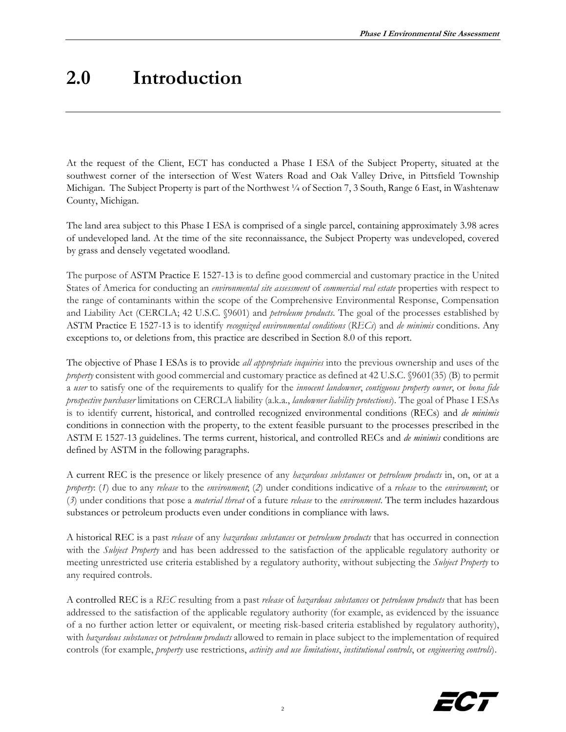# 2.0 Introduction

At the request of the Client, ECT has conducted a Phase I ESA of the Subject Property, situated at the southwest corner of the intersection of West Waters Road and Oak Valley Drive, in Pittsfield Township Michigan. The Subject Property is part of the Northwest ¼ of Section 7, 3 South, Range 6 East, in Washtenaw County, Michigan.

The land area subject to this Phase I ESA is comprised of a single parcel, containing approximately 3.98 acres of undeveloped land. At the time of the site reconnaissance, the Subject Property was undeveloped, covered by grass and densely vegetated woodland.

The purpose of ASTM Practice E 1527-13 is to define good commercial and customary practice in the United States of America for conducting an *environmental site assessment* of *commercial real estate* properties with respect to the range of contaminants within the scope of the Comprehensive Environmental Response, Compensation and Liability Act (CERCLA; 42 U.S.C. §9601) and *petroleum products*. The goal of the processes established by ASTM Practice E 1527-13 is to identify *recognized environmental conditions* (*RECs*) and *de minimis* conditions. Any exceptions to, or deletions from, this practice are described in Section 8.0 of this report.

The objective of Phase I ESAs is to provide *all appropriate inquiries* into the previous ownership and uses of the *property* consistent with good commercial and customary practice as defined at 42 U.S.C. §9601(35) (B) to permit a *user* to satisfy one of the requirements to qualify for the *innocent landowner*, *contiguous property owner*, or *bona fide prospective purchaser* limitations on CERCLA liability (a.k.a., *landowner liability protections*). The goal of Phase I ESAs is to identify current, historical, and controlled recognized environmental conditions (RECs) and *de minimis* conditions in connection with the property, to the extent feasible pursuant to the processes prescribed in the ASTM E 1527-13 guidelines. The terms current, historical, and controlled RECs and *de minimis* conditions are defined by ASTM in the following paragraphs.

A current REC is the presence or likely presence of any *hazardous substances* or *petroleum products* in, on, or at a *property*: (*1*) due to any *release* to the *environment*; (*2*) under conditions indicative of a *release* to the *environment*; or (*3*) under conditions that pose a *material threat* of a future *release* to the *environment*. The term includes hazardous substances or petroleum products even under conditions in compliance with laws.

A historical REC is a past *release* of any *hazardous substances* or *petroleum products* that has occurred in connection with the *Subject Property* and has been addressed to the satisfaction of the applicable regulatory authority or meeting unrestricted use criteria established by a regulatory authority, without subjecting the *Subject Property* to any required controls.

A controlled REC is a *REC* resulting from a past *release* of *hazardous substances* or *petroleum products* that has been addressed to the satisfaction of the applicable regulatory authority (for example, as evidenced by the issuance of a no further action letter or equivalent, or meeting risk-based criteria established by regulatory authority), with *hazardous substances* or *petroleum products* allowed to remain in place subject to the implementation of required controls (for example, *property* use restrictions, *activity and use limitations*, *institutional controls*, or *engineering controls*).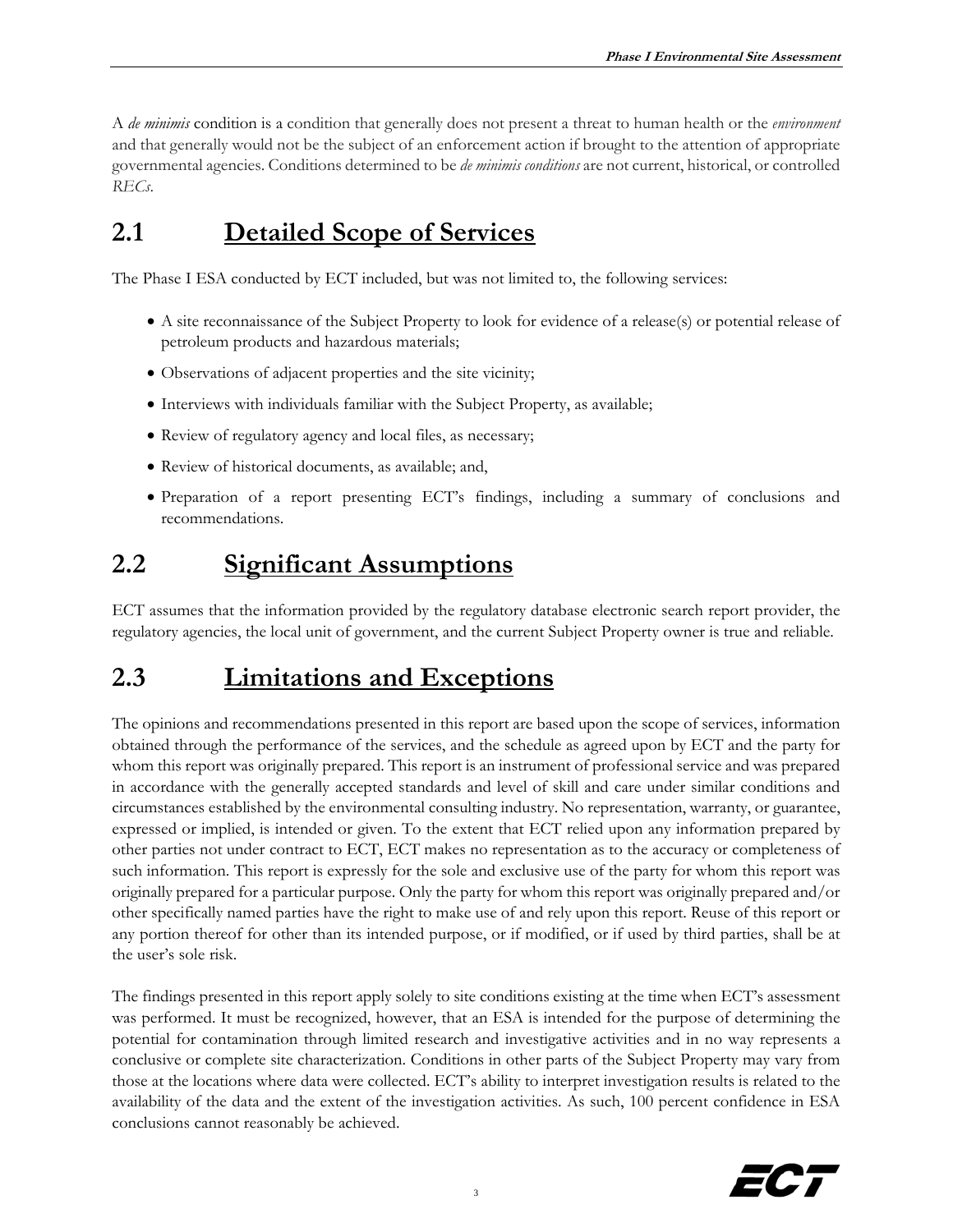A *de minimis* condition is a condition that generally does not present a threat to human health or the *environment* and that generally would not be the subject of an enforcement action if brought to the attention of appropriate governmental agencies. Conditions determined to be *de minimis conditions* are not current, historical, or controlled *RECs*.

## 2.1 Detailed Scope of Services

The Phase I ESA conducted by ECT included, but was not limited to, the following services:

- A site reconnaissance of the Subject Property to look for evidence of a release(s) or potential release of petroleum products and hazardous materials;
- Observations of adjacent properties and the site vicinity;
- Interviews with individuals familiar with the Subject Property, as available;
- Review of regulatory agency and local files, as necessary;
- Review of historical documents, as available; and,
- Preparation of a report presenting ECT's findings, including a summary of conclusions and recommendations.

## 2.2 Significant Assumptions

ECT assumes that the information provided by the regulatory database electronic search report provider, the regulatory agencies, the local unit of government, and the current Subject Property owner is true and reliable.

## 2.3 Limitations and Exceptions

The opinions and recommendations presented in this report are based upon the scope of services, information obtained through the performance of the services, and the schedule as agreed upon by ECT and the party for whom this report was originally prepared. This report is an instrument of professional service and was prepared in accordance with the generally accepted standards and level of skill and care under similar conditions and circumstances established by the environmental consulting industry. No representation, warranty, or guarantee, expressed or implied, is intended or given. To the extent that ECT relied upon any information prepared by other parties not under contract to ECT, ECT makes no representation as to the accuracy or completeness of such information. This report is expressly for the sole and exclusive use of the party for whom this report was originally prepared for a particular purpose. Only the party for whom this report was originally prepared and/or other specifically named parties have the right to make use of and rely upon this report. Reuse of this report or any portion thereof for other than its intended purpose, or if modified, or if used by third parties, shall be at the user's sole risk.

The findings presented in this report apply solely to site conditions existing at the time when ECT's assessment was performed. It must be recognized, however, that an ESA is intended for the purpose of determining the potential for contamination through limited research and investigative activities and in no way represents a conclusive or complete site characterization. Conditions in other parts of the Subject Property may vary from those at the locations where data were collected. ECT's ability to interpret investigation results is related to the availability of the data and the extent of the investigation activities. As such, 100 percent confidence in ESA conclusions cannot reasonably be achieved.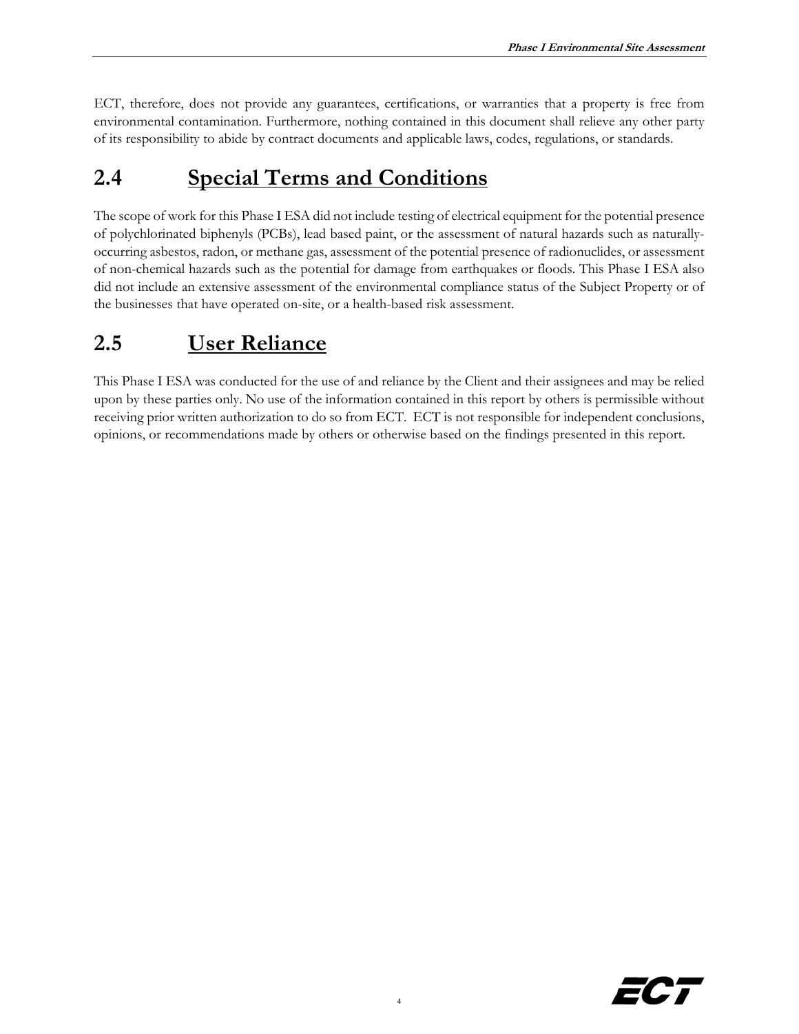ECT, therefore, does not provide any guarantees, certifications, or warranties that a property is free from environmental contamination. Furthermore, nothing contained in this document shall relieve any other party of its responsibility to abide by contract documents and applicable laws, codes, regulations, or standards.

## 2.4 Special Terms and Conditions

The scope of work for this Phase I ESA did not include testing of electrical equipment for the potential presence of polychlorinated biphenyls (PCBs), lead based paint, or the assessment of natural hazards such as naturally-occurring asbestos, radon, or methane gas, assessment of the potential presence of radionuclides, or assessment of non-chemical hazards such as the potential for damage from earthquakes or floods. This Phase I ESA also did not include an extensive assessment of the environmental compliance status of the Subject Property or of the businesses that have operated on-site, or a health-based risk assessment.

## 2.5 User Reliance

This Phase I ESA was conducted for the use of and reliance by the Client and their assignees and may be relied upon by these parties only. No use of the information contained in this report by others is permissible without receiving prior written authorization to do so from ECT. ECT is not responsible for independent conclusions, opinions, or recommendations made by others or otherwise based on the findings presented in this report.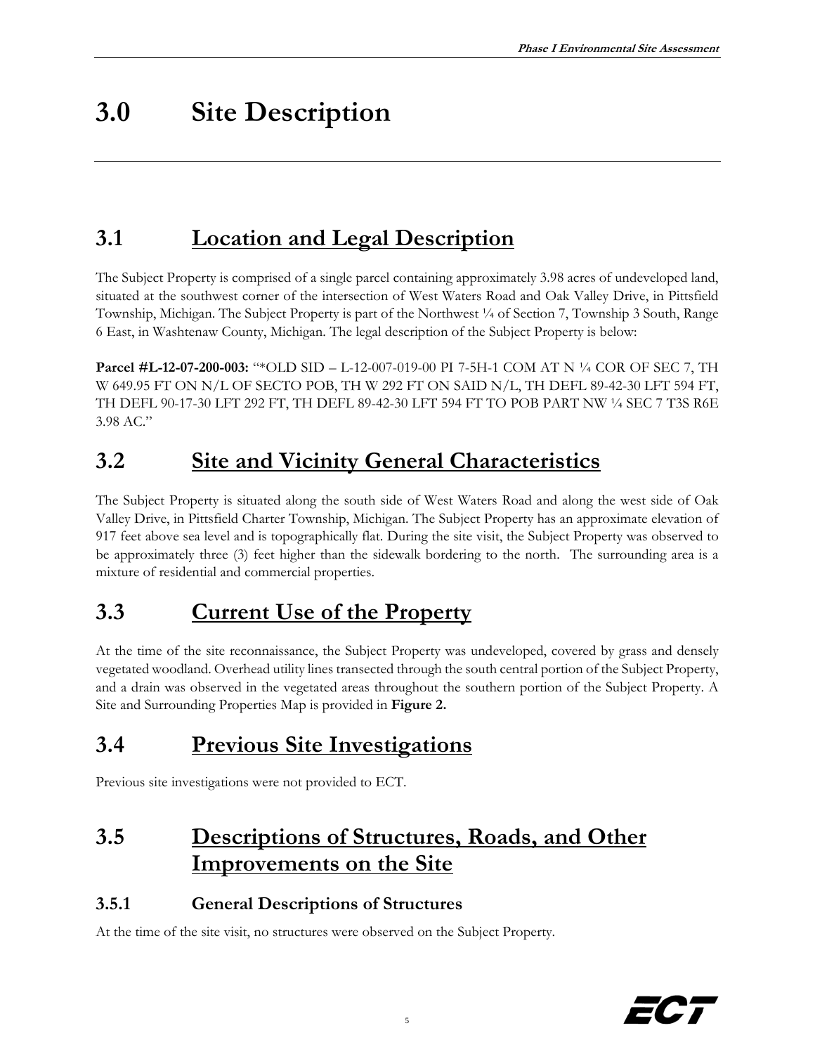# 3.0 Site Description

## 3.1 Location and Legal Description

The Subject Property is comprised of a single parcel containing approximately 3.98 acres of undeveloped land, situated at the southwest corner of the intersection of West Waters Road and Oak Valley Drive, in Pittsfield Township, Michigan. The Subject Property is part of the Northwest ¼ of Section 7, Township 3 South, Range 6 East, in Washtenaw County, Michigan. The legal description of the Subject Property is below:

**Parcel #L-12-07-200-003:** "*OLD SID – L-12-007-019-00 PI 7-5H-1 COM AT N ¼ COR OF SEC 7, TH W 649.95 FT ON N/L OF SECTO POB, TH W 292 FT ON SAID N/L, TH DEFL 89-42-30 LFT 594 FT, TH DEFL 90-17-30 LFT 292 FT, TH DEFL 89-42-30 LFT 594 FT TO POB PART NW ¼ SEC 7 T3S R6E 3.98 AC."

## 3.2 Site and Vicinity General Characteristics

The Subject Property is situated along the south side of West Waters Road and along the west side of Oak Valley Drive, in Pittsfield Charter Township, Michigan. The Subject Property has an approximate elevation of 917 feet above sea level and is topographically flat. During the site visit, the Subject Property was observed to be approximately three (3) feet higher than the sidewalk bordering to the north. The surrounding area is a mixture of residential and commercial properties.

## 3.3 Current Use of the Property

At the time of the site reconnaissance, the Subject Property was undeveloped, covered by grass and densely vegetated woodland. Overhead utility lines transected through the south central portion of the Subject Property, and a drain was observed in the vegetated areas throughout the southern portion of the Subject Property. A Site and Surrounding Properties Map is provided in **Figure 2.**

## 3.4 Previous Site Investigations

Previous site investigations were not provided to ECT.

## 3.5 Descriptions of Structures, Roads, and Other Improvements on the Site

### 3.5.1 General Descriptions of Structures

At the time of the site visit, no structures were observed on the Subject Property.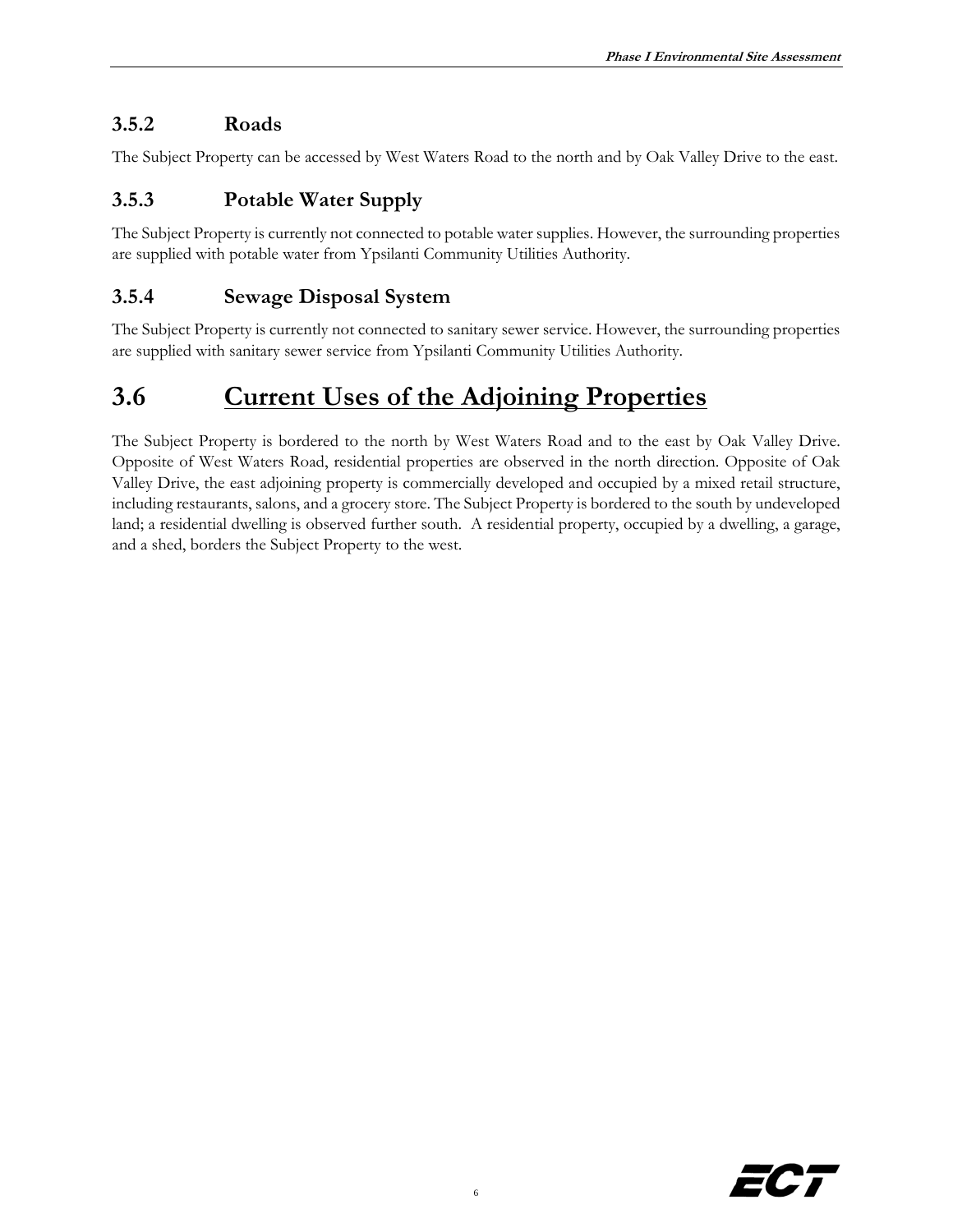### 3.5.2 Roads

The Subject Property can be accessed by West Waters Road to the north and by Oak Valley Drive to the east.

### 3.5.3 Potable Water Supply

The Subject Property is currently not connected to potable water supplies. However, the surrounding properties are supplied with potable water from Ypsilanti Community Utilities Authority.

### 3.5.4 Sewage Disposal System

The Subject Property is currently not connected to sanitary sewer service. However, the surrounding properties are supplied with sanitary sewer service from Ypsilanti Community Utilities Authority.

## 3.6 Current Uses of the Adjoining Properties

The Subject Property is bordered to the north by West Waters Road and to the east by Oak Valley Drive. Opposite of West Waters Road, residential properties are observed in the north direction. Opposite of Oak Valley Drive, the east adjoining property is commercially developed and occupied by a mixed retail structure, including restaurants, salons, and a grocery store. The Subject Property is bordered to the south by undeveloped land; a residential dwelling is observed further south. A residential property, occupied by a dwelling, a garage, and a shed, borders the Subject Property to the west.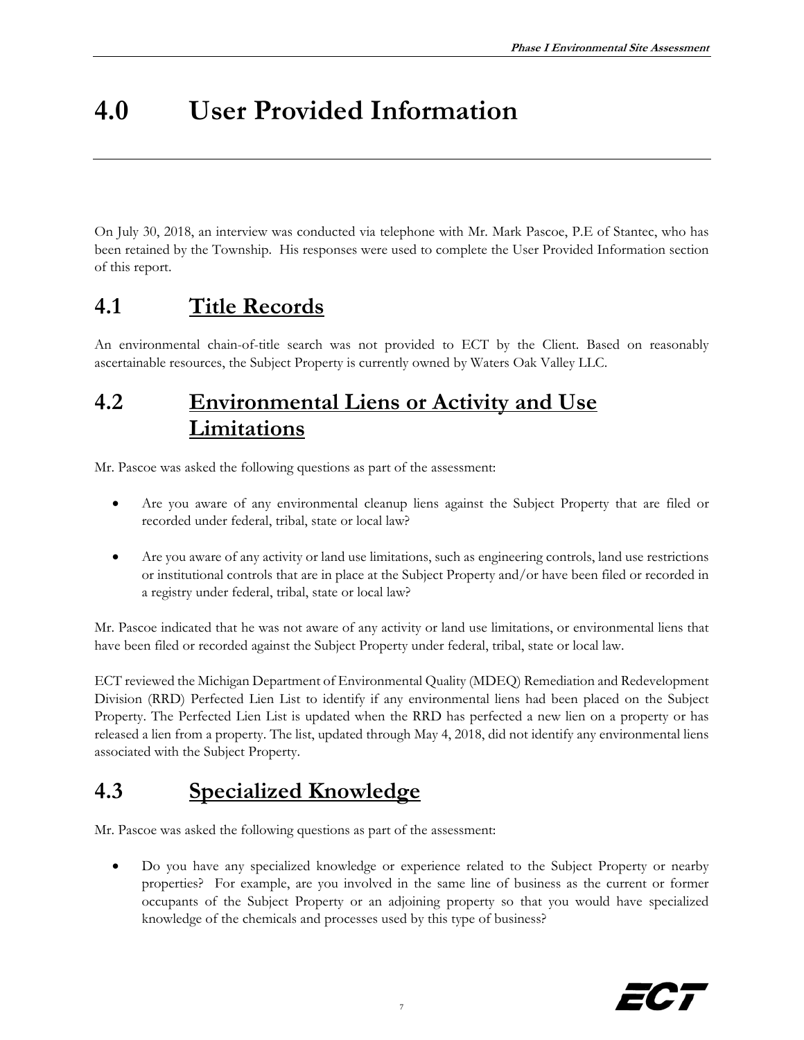# 4.0 User Provided Information

On July 30, 2018, an interview was conducted via telephone with Mr. Mark Pascoe, P.E of Stantec, who has been retained by the Township. His responses were used to complete the User Provided Information section of this report.

## 4.1 Title Records

An environmental chain-of-title search was not provided to ECT by the Client. Based on reasonably ascertainable resources, the Subject Property is currently owned by Waters Oak Valley LLC.

## 4.2 Environmental Liens or Activity and Use Limitations

Mr. Pascoe was asked the following questions as part of the assessment:

- Are you aware of any environmental cleanup liens against the Subject Property that are filed or recorded under federal, tribal, state or local law?
- Are you aware of any activity or land use limitations, such as engineering controls, land use restrictions or institutional controls that are in place at the Subject Property and/or have been filed or recorded in a registry under federal, tribal, state or local law?

Mr. Pascoe indicated that he was not aware of any activity or land use limitations, or environmental liens that have been filed or recorded against the Subject Property under federal, tribal, state or local law.

ECT reviewed the Michigan Department of Environmental Quality (MDEQ) Remediation and Redevelopment Division (RRD) Perfected Lien List to identify if any environmental liens had been placed on the Subject Property. The Perfected Lien List is updated when the RRD has perfected a new lien on a property or has released a lien from a property. The list, updated through May 4, 2018, did not identify any environmental liens associated with the Subject Property.

## 4.3 Specialized Knowledge

Mr. Pascoe was asked the following questions as part of the assessment:

- Do you have any specialized knowledge or experience related to the Subject Property or nearby properties? For example, are you involved in the same line of business as the current or former occupants of the Subject Property or an adjoining property so that you would have specialized knowledge of the chemicals and processes used by this type of business?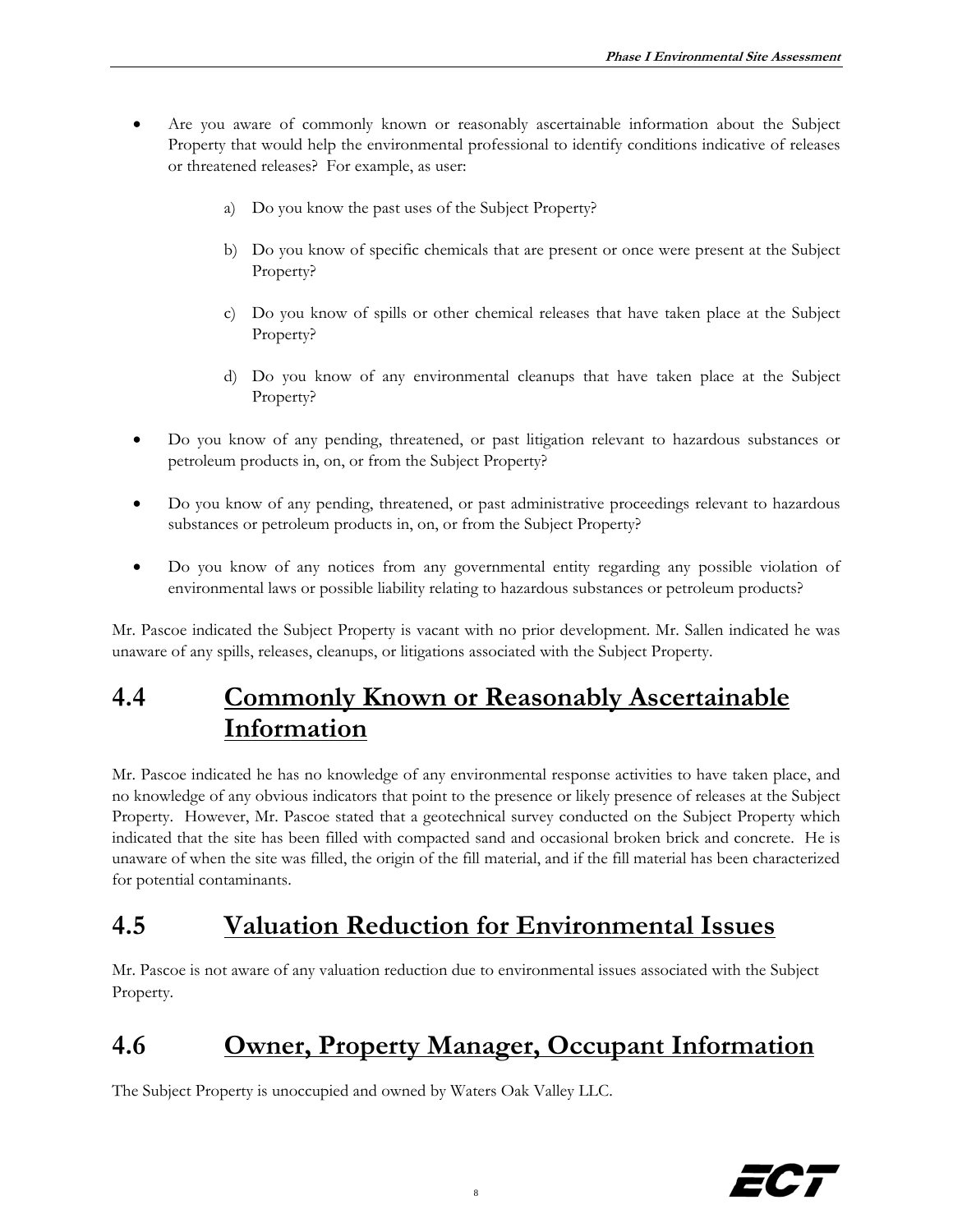- Are you aware of commonly known or reasonably ascertainable information about the Subject Property that would help the environmental professional to identify conditions indicative of releases or threatened releases? For example, as user:

    a) Do you know the past uses of the Subject Property?

    b) Do you know of specific chemicals that are present or once were present at the Subject Property?

    c) Do you know of spills or other chemical releases that have taken place at the Subject Property?

    d) Do you know of any environmental cleanups that have taken place at the Subject Property?

- Do you know of any pending, threatened, or past litigation relevant to hazardous substances or petroleum products in, on, or from the Subject Property?

- Do you know of any pending, threatened, or past administrative proceedings relevant to hazardous substances or petroleum products in, on, or from the Subject Property?

- Do you know of any notices from any governmental entity regarding any possible violation of environmental laws or possible liability relating to hazardous substances or petroleum products?

Mr. Pascoe indicated the Subject Property is vacant with no prior development. Mr. Sallen indicated he was unaware of any spills, releases, cleanups, or litigations associated with the Subject Property.

## 4.4 Commonly Known or Reasonably Ascertainable Information

Mr. Pascoe indicated he has no knowledge of any environmental response activities to have taken place, and no knowledge of any obvious indicators that point to the presence or likely presence of releases at the Subject Property. However, Mr. Pascoe stated that a geotechnical survey conducted on the Subject Property which indicated that the site has been filled with compacted sand and occasional broken brick and concrete. He is unaware of when the site was filled, the origin of the fill material, and if the fill material has been characterized for potential contaminants.

## 4.5 Valuation Reduction for Environmental Issues

Mr. Pascoe is not aware of any valuation reduction due to environmental issues associated with the Subject Property.

## 4.6 Owner, Property Manager, Occupant Information

The Subject Property is unoccupied and owned by Waters Oak Valley LLC.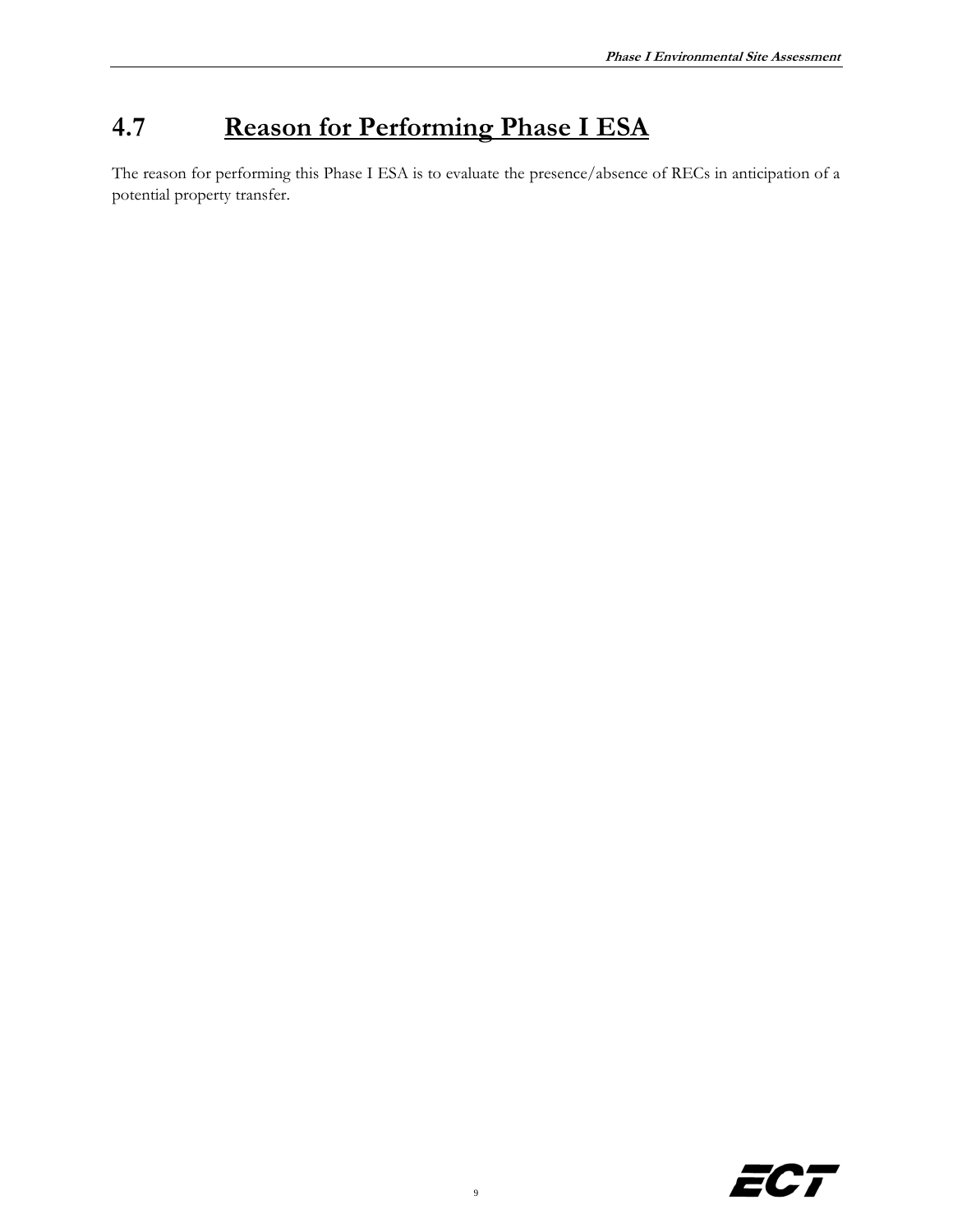## 4.7 Reason for Performing Phase I ESA

The reason for performing this Phase I ESA is to evaluate the presence/absence of RECs in anticipation of a potential property transfer.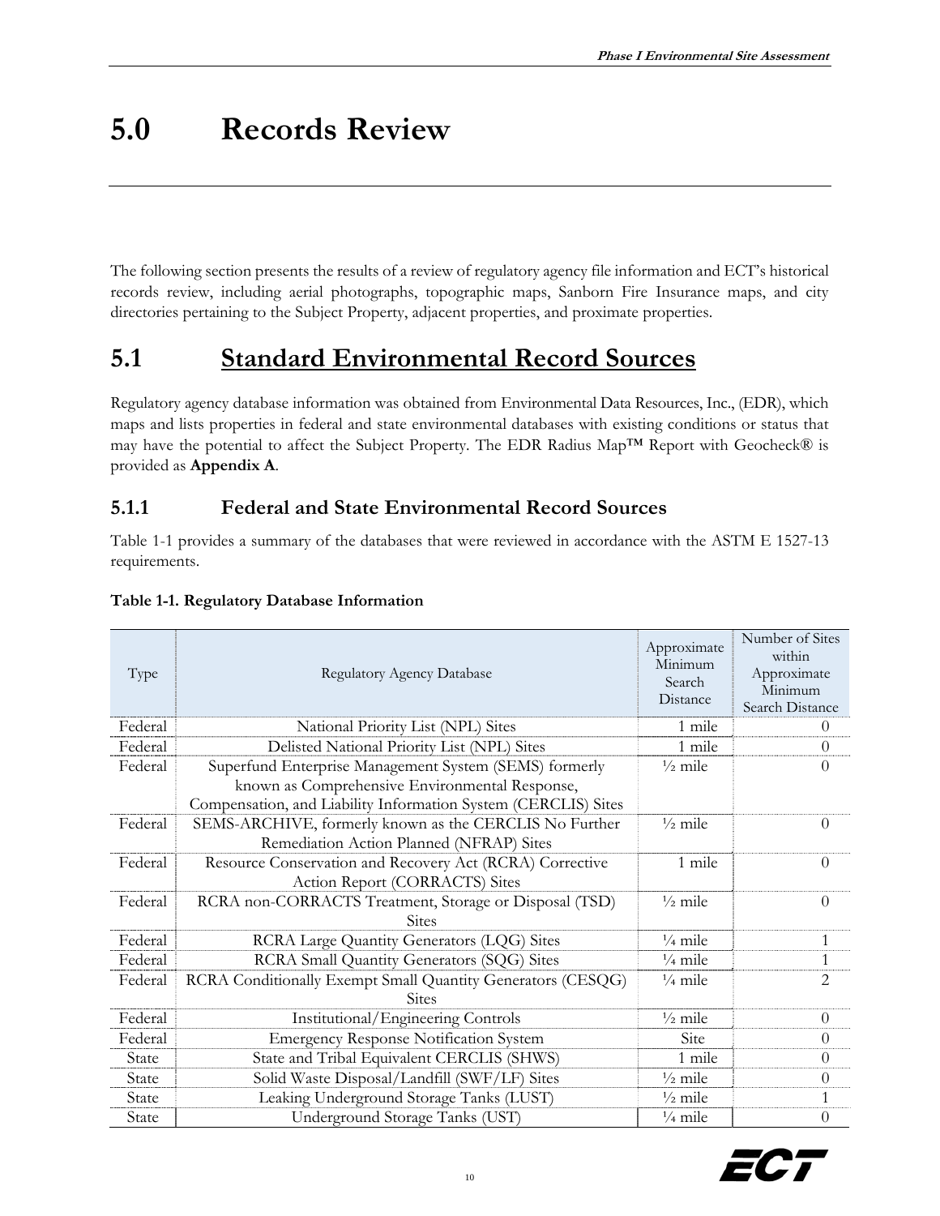# 5.0 Records Review

The following section presents the results of a review of regulatory agency file information and ECT's historical records review, including aerial photographs, topographic maps, Sanborn Fire Insurance maps, and city directories pertaining to the Subject Property, adjacent properties, and proximate properties.

## 5.1 Standard Environmental Record Sources

Regulatory agency database information was obtained from Environmental Data Resources, Inc., (EDR), which maps and lists properties in federal and state environmental databases with existing conditions or status that may have the potential to affect the Subject Property. The EDR Radius Map™ Report with Geocheck® is provided as **Appendix A**.

### 5.1.1 Federal and State Environmental Record Sources

Table 1-1 provides a summary of the databases that were reviewed in accordance with the ASTM E 1527-13 requirements.

**Table 1-1. Regulatory Database Information**

| Type | Regulatory Agency Database | Approximate Minimum Search Distance | Number of Sites within Approximate Minimum Search Distance |
|---|---|---|---|
| Federal | National Priority List (NPL) Sites | 1 mile | 0 |
| Federal | Delisted National Priority List (NPL) Sites | 1 mile | 0 |
| Federal | Superfund Enterprise Management System (SEMS) formerly known as Comprehensive Environmental Response, Compensation, and Liability Information System (CERCLIS) Sites | ½ mile | 0 |
| Federal | SEMS-ARCHIVE, formerly known as the CERCLIS No Further Remediation Action Planned (NFRAP) Sites | ½ mile | 0 |
| Federal | Resource Conservation and Recovery Act (RCRA) Corrective Action Report (CORRACTS) Sites | 1 mile | 0 |
| Federal | RCRA non-CORRACTS Treatment, Storage or Disposal (TSD) Sites | ½ mile | 0 |
| Federal | RCRA Large Quantity Generators (LQG) Sites | ¼ mile | 1 |
| Federal | RCRA Small Quantity Generators (SQG) Sites | ¼ mile | 1 |
| Federal | RCRA Conditionally Exempt Small Quantity Generators (CESQG) Sites | ¼ mile | 2 |
| Federal | Institutional/Engineering Controls | ½ mile | 0 |
| Federal | Emergency Response Notification System | Site | 0 |
| State | State and Tribal Equivalent CERCLIS (SHWS) | 1 mile | 0 |
| State | Solid Waste Disposal/Landfill (SWF/LF) Sites | ½ mile | 0 |
| State | Leaking Underground Storage Tanks (LUST) | ½ mile | 1 |
| State | Underground Storage Tanks (UST) | ¼ mile | 0 |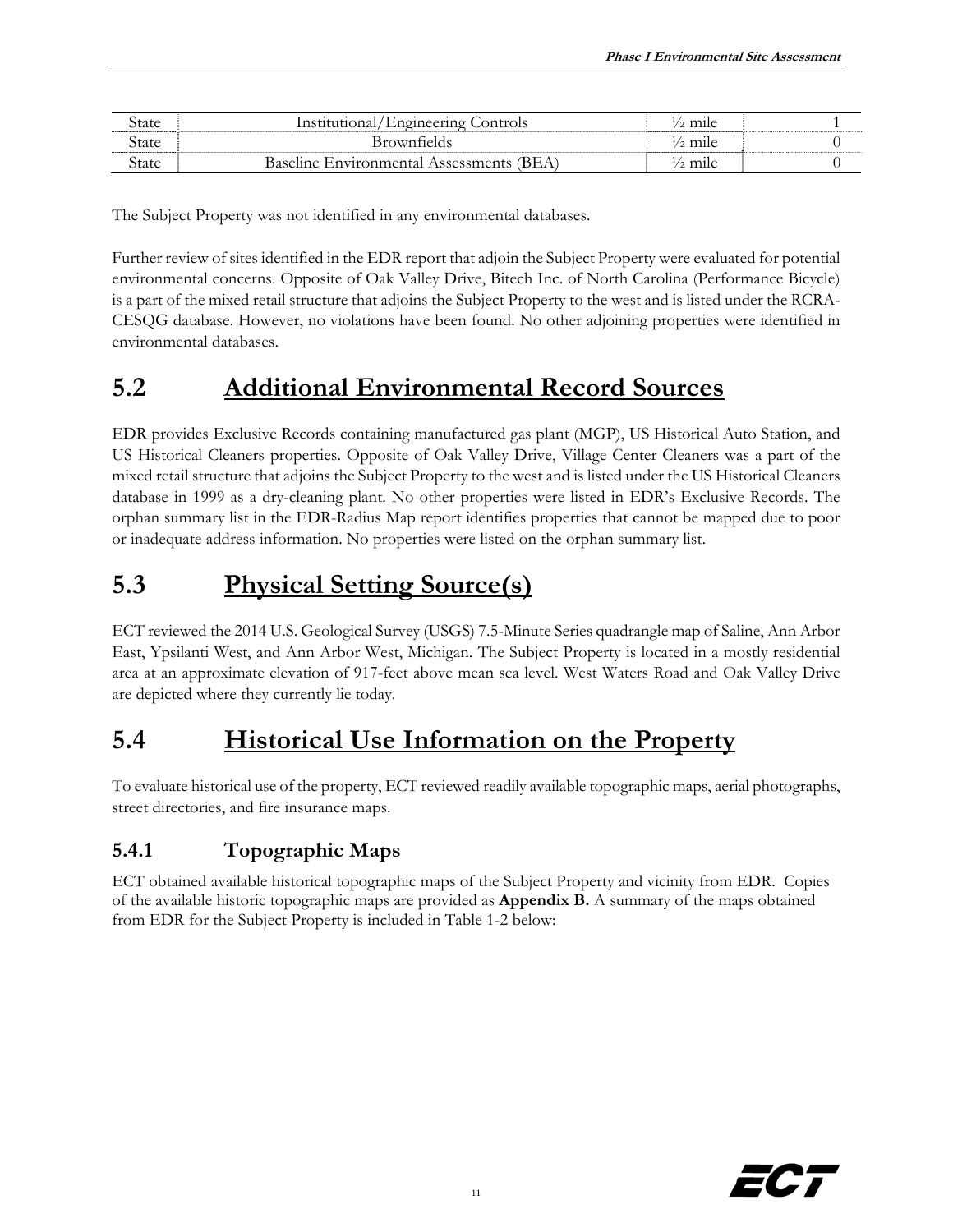| | | | |
|---|---|---|---|
| State | Institutional/Engineering Controls | ½ mile | 1 |
| State | Brownfields | ½ mile | 0 |
| State | Baseline Environmental Assessments (BEA) | ½ mile | 0 |

The Subject Property was not identified in any environmental databases.

Further review of sites identified in the EDR report that adjoin the Subject Property were evaluated for potential environmental concerns. Opposite of Oak Valley Drive, Bitech Inc. of North Carolina (Performance Bicycle) is a part of the mixed retail structure that adjoins the Subject Property to the west and is listed under the RCRA-CESQG database. However, no violations have been found. No other adjoining properties were identified in environmental databases.

## 5.2 Additional Environmental Record Sources

EDR provides Exclusive Records containing manufactured gas plant (MGP), US Historical Auto Station, and US Historical Cleaners properties. Opposite of Oak Valley Drive, Village Center Cleaners was a part of the mixed retail structure that adjoins the Subject Property to the west and is listed under the US Historical Cleaners database in 1999 as a dry-cleaning plant. No other properties were listed in EDR's Exclusive Records. The orphan summary list in the EDR-Radius Map report identifies properties that cannot be mapped due to poor or inadequate address information. No properties were listed on the orphan summary list.

## 5.3 Physical Setting Source(s)

ECT reviewed the 2014 U.S. Geological Survey (USGS) 7.5-Minute Series quadrangle map of Saline, Ann Arbor East, Ypsilanti West, and Ann Arbor West, Michigan. The Subject Property is located in a mostly residential area at an approximate elevation of 917-feet above mean sea level. West Waters Road and Oak Valley Drive are depicted where they currently lie today.

## 5.4 Historical Use Information on the Property

To evaluate historical use of the property, ECT reviewed readily available topographic maps, aerial photographs, street directories, and fire insurance maps.

### 5.4.1 Topographic Maps

ECT obtained available historical topographic maps of the Subject Property and vicinity from EDR. Copies of the available historic topographic maps are provided as **Appendix B.** A summary of the maps obtained from EDR for the Subject Property is included in Table 1-2 below: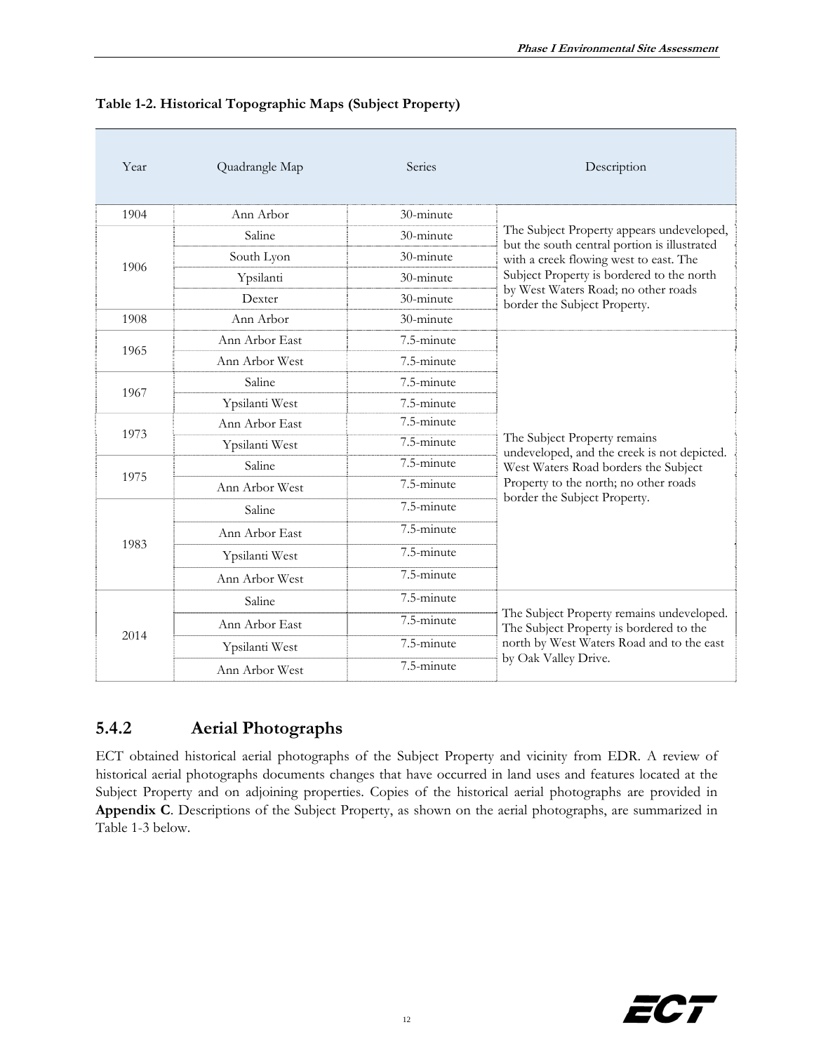**Table 1-2. Historical Topographic Maps (Subject Property)**

| Year | Quadrangle Map | Series | Description |
|---|---|---|---|
| 1904 | Ann Arbor | 30-minute | The Subject Property appears undeveloped, but the south central portion is illustrated with a creek flowing west to east. The Subject Property is bordered to the north by West Waters Road; no other roads border the Subject Property. |
| 1906 | Saline | 30-minute | |
| | South Lyon | 30-minute | |
| | Ypsilanti | 30-minute | |
| | Dexter | 30-minute | |
| 1908 | Ann Arbor | 30-minute | |
| 1965 | Ann Arbor East | 7.5-minute | The Subject Property remains undeveloped, and the creek is not depicted. West Waters Road borders the Subject Property to the north; no other roads border the Subject Property. |
| | Ann Arbor West | 7.5-minute | |
| 1967 | Saline | 7.5-minute | |
| | Ypsilanti West | 7.5-minute | |
| 1973 | Ann Arbor East | 7.5-minute | |
| | Ypsilanti West | 7.5-minute | |
| 1975 | Saline | 7.5-minute | |
| | Ann Arbor West | 7.5-minute | |
| 1983 | Saline | 7.5-minute | |
| | Ann Arbor East | 7.5-minute | |
| | Ypsilanti West | 7.5-minute | |
| | Ann Arbor West | 7.5-minute | |
| 2014 | Saline | 7.5-minute | The Subject Property remains undeveloped. The Subject Property is bordered to the north by West Waters Road and to the east by Oak Valley Drive. |
| | Ann Arbor East | 7.5-minute | |
| | Ypsilanti West | 7.5-minute | |
| | Ann Arbor West | 7.5-minute | |

### 5.4.2 Aerial Photographs

ECT obtained historical aerial photographs of the Subject Property and vicinity from EDR. A review of historical aerial photographs documents changes that have occurred in land uses and features located at the Subject Property and on adjoining properties. Copies of the historical aerial photographs are provided in **Appendix C**. Descriptions of the Subject Property, as shown on the aerial photographs, are summarized in Table 1-3 below.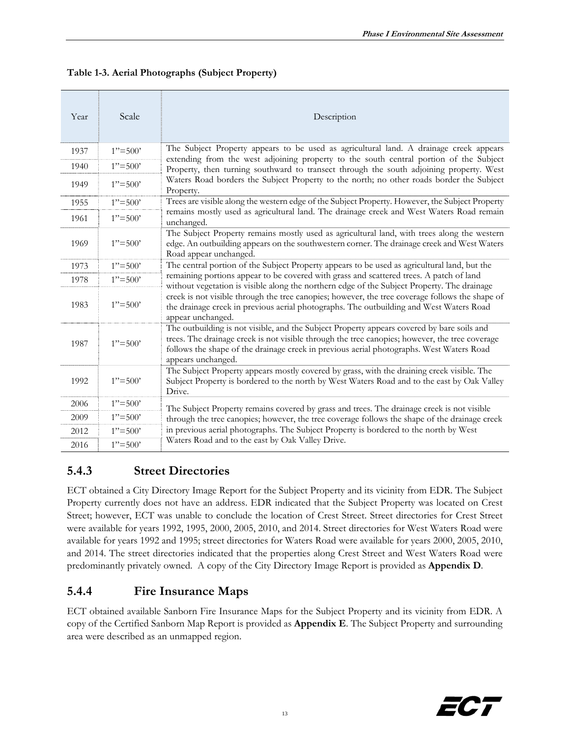**Table 1-3. Aerial Photographs (Subject Property)**

| Year | Scale | Description |
|---|---|---|
| 1937 | 1"=500' | The Subject Property appears to be used as agricultural land. A drainage creek appears extending from the west adjoining property to the south central portion of the Subject Property, then turning southward to transect through the south adjoining property. West Waters Road borders the Subject Property to the north; no other roads border the Subject Property. |
| 1940 | 1"=500' | |
| 1949 | 1"=500' | |
| 1955 | 1"=500' | Trees are visible along the western edge of the Subject Property. However, the Subject Property remains mostly used as agricultural land. The drainage creek and West Waters Road remain unchanged. |
| 1961 | 1"=500' | |
| 1969 | 1"=500' | The Subject Property remains mostly used as agricultural land, with trees along the western edge. An outbuilding appears on the southwestern corner. The drainage creek and West Waters Road appear unchanged. |
| 1973 | 1"=500' | The central portion of the Subject Property appears to be used as agricultural land, but the remaining portions appear to be covered with grass and scattered trees. A patch of land without vegetation is visible along the northern edge of the Subject Property. The drainage creek is not visible through the tree canopies; however, the tree coverage follows the shape of the drainage creek in previous aerial photographs. The outbuilding and West Waters Road appear unchanged. |
| 1978 | 1"=500' | |
| 1983 | 1"=500' | |
| 1987 | 1"=500' | The outbuilding is not visible, and the Subject Property appears covered by bare soils and trees. The drainage creek is not visible through the tree canopies; however, the tree coverage follows the shape of the drainage creek in previous aerial photographs. West Waters Road appears unchanged. |
| 1992 | 1"=500' | The Subject Property appears mostly covered by grass, with the draining creek visible. The Subject Property is bordered to the north by West Waters Road and to the east by Oak Valley Drive. |
| 2006 | 1"=500' | The Subject Property remains covered by grass and trees. The drainage creek is not visible through the tree canopies; however, the tree coverage follows the shape of the drainage creek in previous aerial photographs. The Subject Property is bordered to the north by West Waters Road and to the east by Oak Valley Drive. |
| 2009 | 1"=500' | |
| 2012 | 1"=500' | |
| 2016 | 1"=500' | |

### 5.4.3 Street Directories

ECT obtained a City Directory Image Report for the Subject Property and its vicinity from EDR. The Subject Property currently does not have an address. EDR indicated that the Subject Property was located on Crest Street; however, ECT was unable to conclude the location of Crest Street. Street directories for Crest Street were available for years 1992, 1995, 2000, 2005, 2010, and 2014. Street directories for West Waters Road were available for years 1992 and 1995; street directories for Waters Road were available for years 2000, 2005, 2010, and 2014. The street directories indicated that the properties along Crest Street and West Waters Road were predominantly privately owned. A copy of the City Directory Image Report is provided as **Appendix D**.

### 5.4.4 Fire Insurance Maps

ECT obtained available Sanborn Fire Insurance Maps for the Subject Property and its vicinity from EDR. A copy of the Certified Sanborn Map Report is provided as **Appendix E**. The Subject Property and surrounding area were described as an unmapped region.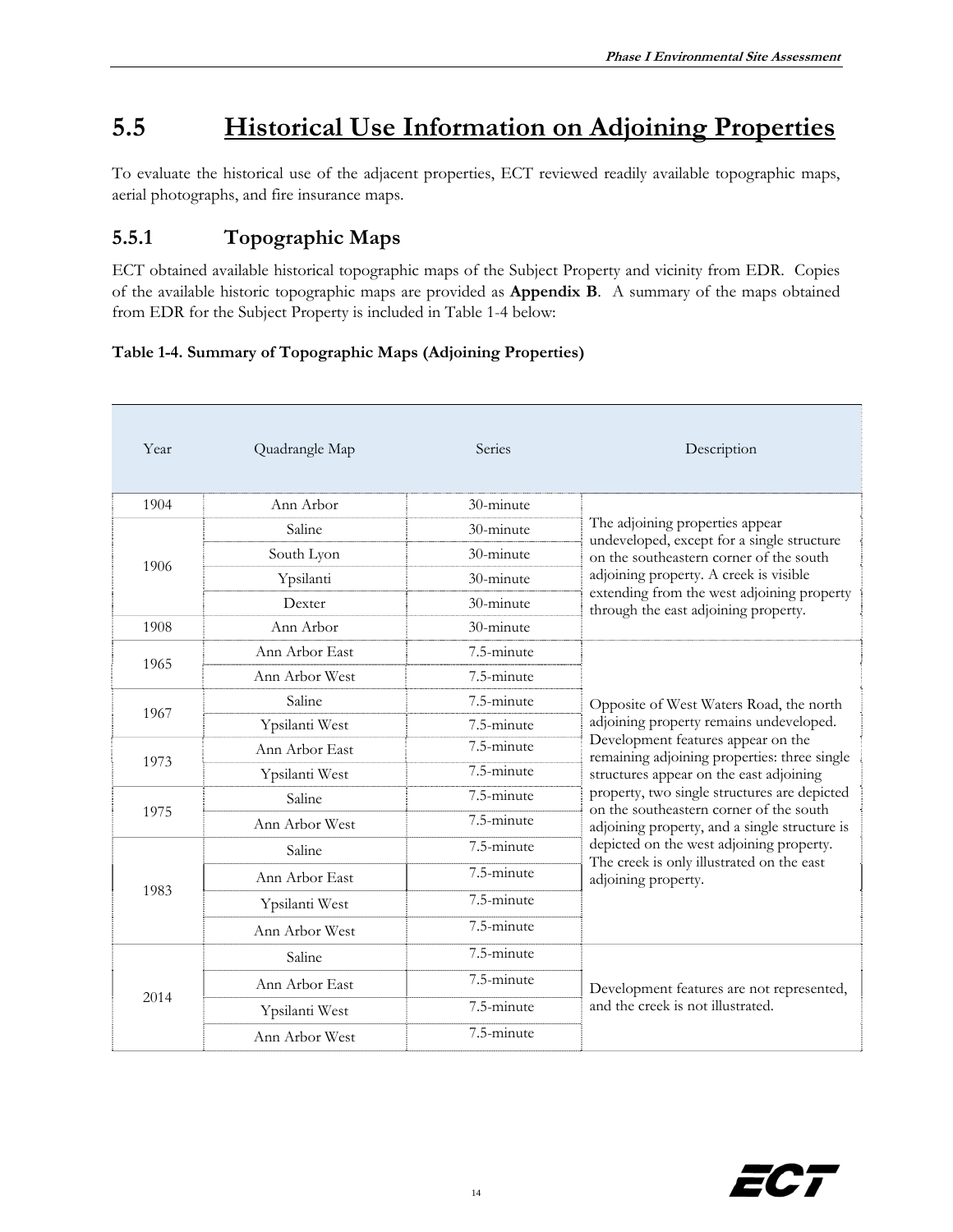## 5.5 Historical Use Information on Adjoining Properties

To evaluate the historical use of the adjacent properties, ECT reviewed readily available topographic maps, aerial photographs, and fire insurance maps.

### 5.5.1 Topographic Maps

ECT obtained available historical topographic maps of the Subject Property and vicinity from EDR. Copies of the available historic topographic maps are provided as **Appendix B**. A summary of the maps obtained from EDR for the Subject Property is included in Table 1-4 below:

**Table 1-4. Summary of Topographic Maps (Adjoining Properties)**

| Year | Quadrangle Map | Series | Description |
|---|---|---|---|
| 1904 | Ann Arbor | 30-minute | The adjoining properties appear undeveloped, except for a single structure on the southeastern corner of the south adjoining property. A creek is visible extending from the west adjoining property through the east adjoining property. |
| 1906 | Saline | 30-minute | |
| | South Lyon | 30-minute | |
| | Ypsilanti | 30-minute | |
| | Dexter | 30-minute | |
| 1908 | Ann Arbor | 30-minute | |
| 1965 | Ann Arbor East | 7.5-minute | Opposite of West Waters Road, the north adjoining property remains undeveloped. Development features appear on the remaining adjoining properties: three single structures appear on the east adjoining property, two single structures are depicted on the southeastern corner of the south adjoining property, and a single structure is depicted on the west adjoining property. The creek is only illustrated on the east adjoining property. |
| | Ann Arbor West | 7.5-minute | |
| 1967 | Saline | 7.5-minute | |
| | Ypsilanti West | 7.5-minute | |
| 1973 | Ann Arbor East | 7.5-minute | |
| | Ypsilanti West | 7.5-minute | |
| 1975 | Saline | 7.5-minute | |
| | Ann Arbor West | 7.5-minute | |
| 1983 | Saline | 7.5-minute | |
| | Ann Arbor East | 7.5-minute | |
| | Ypsilanti West | 7.5-minute | |
| | Ann Arbor West | 7.5-minute | |
| 2014 | Saline | 7.5-minute | Development features are not represented, and the creek is not illustrated. |
| | Ann Arbor East | 7.5-minute | |
| | Ypsilanti West | 7.5-minute | |
| | Ann Arbor West | 7.5-minute | |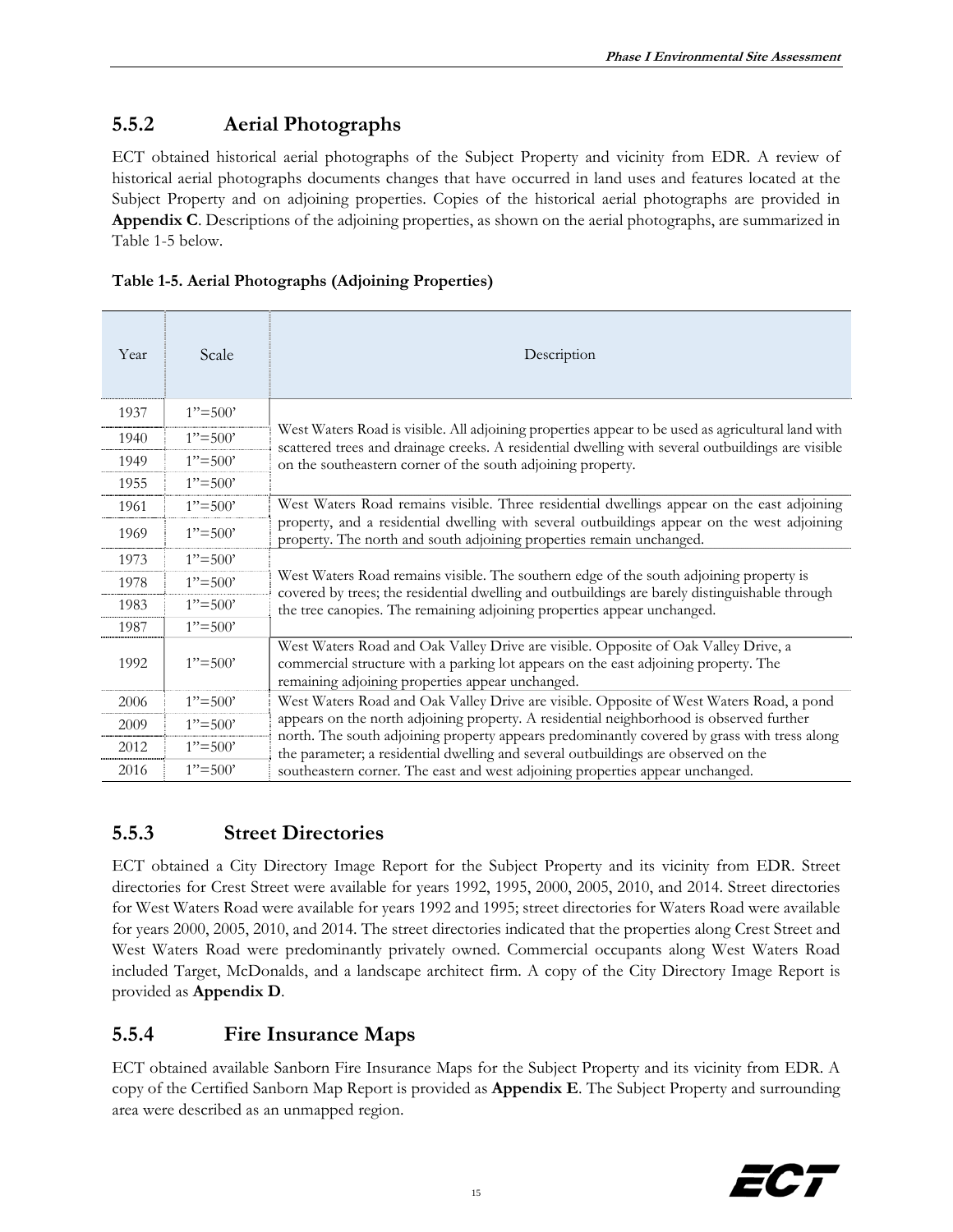### 5.5.2 Aerial Photographs

ECT obtained historical aerial photographs of the Subject Property and vicinity from EDR. A review of historical aerial photographs documents changes that have occurred in land uses and features located at the Subject Property and on adjoining properties. Copies of the historical aerial photographs are provided in **Appendix C**. Descriptions of the adjoining properties, as shown on the aerial photographs, are summarized in Table 1-5 below.

**Table 1-5. Aerial Photographs (Adjoining Properties)**

| Year | Scale | Description |
|---|---|---|
| 1937 | 1"=500' | West Waters Road is visible. All adjoining properties appear to be used as agricultural land with scattered trees and drainage creeks. A residential dwelling with several outbuildings are visible on the southeastern corner of the south adjoining property. |
| 1940 | 1"=500' | |
| 1949 | 1"=500' | |
| 1955 | 1"=500' | |
| 1961 | 1"=500' | West Waters Road remains visible. Three residential dwellings appear on the east adjoining property, and a residential dwelling with several outbuildings appear on the west adjoining property. The north and south adjoining properties remain unchanged. |
| 1969 | 1"=500' | |
| 1973 | 1"=500' | West Waters Road remains visible. The southern edge of the south adjoining property is covered by trees; the residential dwelling and outbuildings are barely distinguishable through the tree canopies. The remaining adjoining properties appear unchanged. |
| 1978 | 1"=500' | |
| 1983 | 1"=500' | |
| 1987 | 1"=500' | |
| 1992 | 1"=500' | West Waters Road and Oak Valley Drive are visible. Opposite of Oak Valley Drive, a commercial structure with a parking lot appears on the east adjoining property. The remaining adjoining properties appear unchanged. |
| 2006 | 1"=500' | West Waters Road and Oak Valley Drive are visible. Opposite of West Waters Road, a pond appears on the north adjoining property. A residential neighborhood is observed further north. The south adjoining property appears predominantly covered by grass with tress along the parameter; a residential dwelling and several outbuildings are observed on the southeastern corner. The east and west adjoining properties appear unchanged. |
| 2009 | 1"=500' | |
| 2012 | 1"=500' | |
| 2016 | 1"=500' | |

### 5.5.3 Street Directories

ECT obtained a City Directory Image Report for the Subject Property and its vicinity from EDR. Street directories for Crest Street were available for years 1992, 1995, 2000, 2005, 2010, and 2014. Street directories for West Waters Road were available for years 1992 and 1995; street directories for Waters Road were available for years 2000, 2005, 2010, and 2014. The street directories indicated that the properties along Crest Street and West Waters Road were predominantly privately owned. Commercial occupants along West Waters Road included Target, McDonalds, and a landscape architect firm. A copy of the City Directory Image Report is provided as **Appendix D**.

### 5.5.4 Fire Insurance Maps

ECT obtained available Sanborn Fire Insurance Maps for the Subject Property and its vicinity from EDR. A copy of the Certified Sanborn Map Report is provided as **Appendix E**. The Subject Property and surrounding area were described as an unmapped region.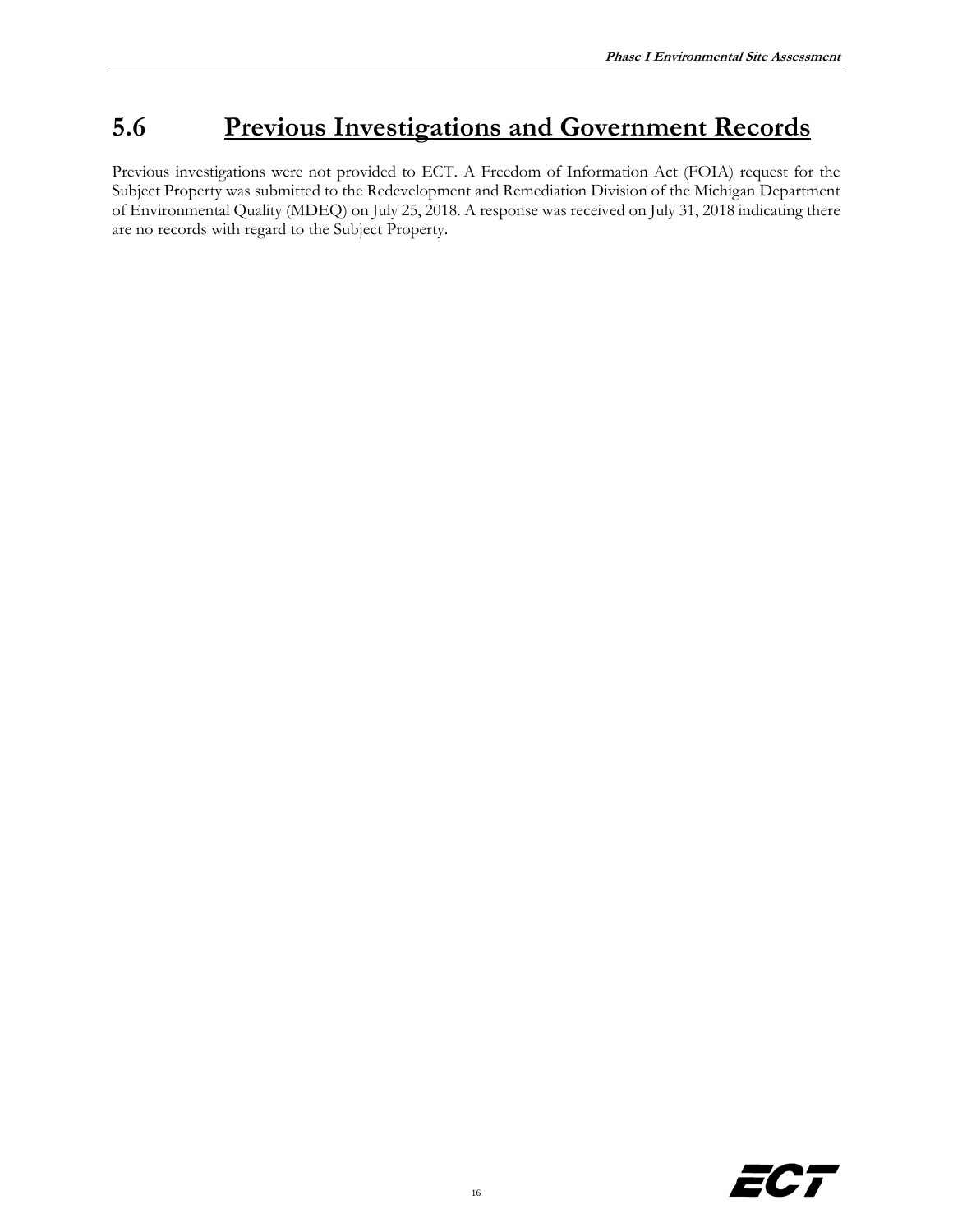## 5.6 Previous Investigations and Government Records

Previous investigations were not provided to ECT. A Freedom of Information Act (FOIA) request for the Subject Property was submitted to the Redevelopment and Remediation Division of the Michigan Department of Environmental Quality (MDEQ) on July 25, 2018. A response was received on July 31, 2018 indicating there are no records with regard to the Subject Property.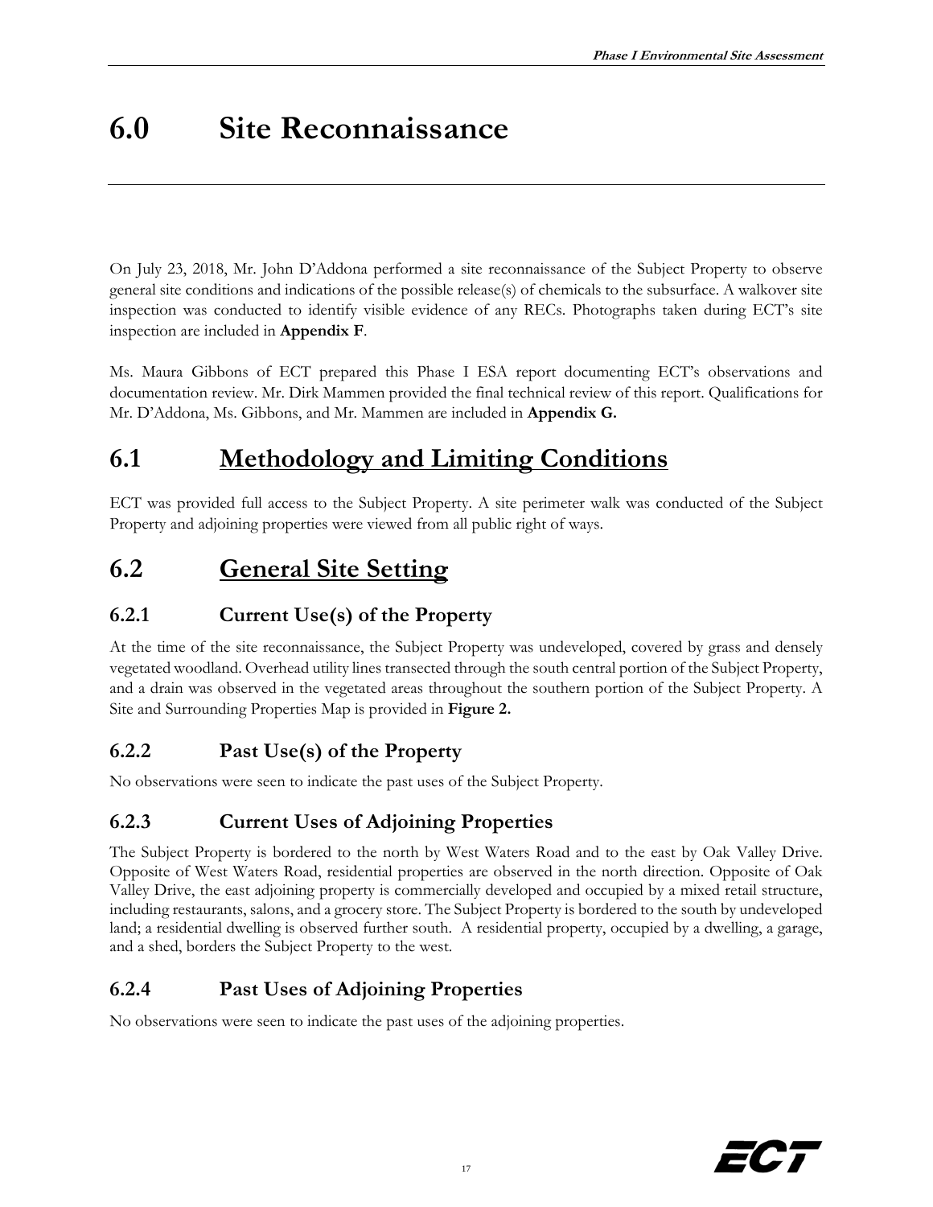# 6.0 Site Reconnaissance

On July 23, 2018, Mr. John D'Addona performed a site reconnaissance of the Subject Property to observe general site conditions and indications of the possible release(s) of chemicals to the subsurface. A walkover site inspection was conducted to identify visible evidence of any RECs. Photographs taken during ECT's site inspection are included in **Appendix F**.

Ms. Maura Gibbons of ECT prepared this Phase I ESA report documenting ECT's observations and documentation review. Mr. Dirk Mammen provided the final technical review of this report. Qualifications for Mr. D'Addona, Ms. Gibbons, and Mr. Mammen are included in **Appendix G.**

## 6.1 Methodology and Limiting Conditions

ECT was provided full access to the Subject Property. A site perimeter walk was conducted of the Subject Property and adjoining properties were viewed from all public right of ways.

## 6.2 General Site Setting

### 6.2.1 Current Use(s) of the Property

At the time of the site reconnaissance, the Subject Property was undeveloped, covered by grass and densely vegetated woodland. Overhead utility lines transected through the south central portion of the Subject Property, and a drain was observed in the vegetated areas throughout the southern portion of the Subject Property. A Site and Surrounding Properties Map is provided in **Figure 2.**

### 6.2.2 Past Use(s) of the Property

No observations were seen to indicate the past uses of the Subject Property.

### 6.2.3 Current Uses of Adjoining Properties

The Subject Property is bordered to the north by West Waters Road and to the east by Oak Valley Drive. Opposite of West Waters Road, residential properties are observed in the north direction. Opposite of Oak Valley Drive, the east adjoining property is commercially developed and occupied by a mixed retail structure, including restaurants, salons, and a grocery store. The Subject Property is bordered to the south by undeveloped land; a residential dwelling is observed further south. A residential property, occupied by a dwelling, a garage, and a shed, borders the Subject Property to the west.

### 6.2.4 Past Uses of Adjoining Properties

No observations were seen to indicate the past uses of the adjoining properties.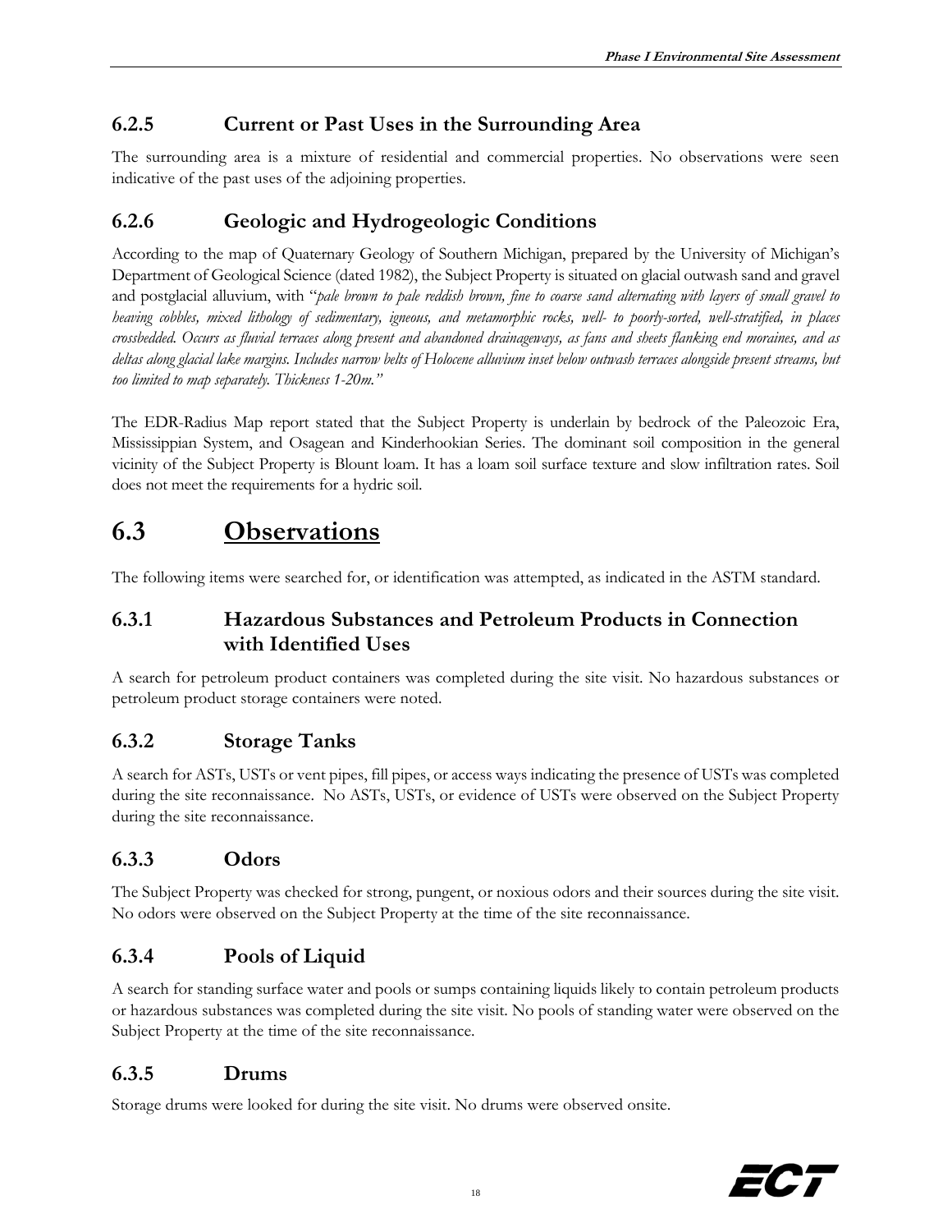### 6.2.5 Current or Past Uses in the Surrounding Area

The surrounding area is a mixture of residential and commercial properties. No observations were seen indicative of the past uses of the adjoining properties.

### 6.2.6 Geologic and Hydrogeologic Conditions

According to the map of Quaternary Geology of Southern Michigan, prepared by the University of Michigan's Department of Geological Science (dated 1982), the Subject Property is situated on glacial outwash sand and gravel and postglacial alluvium, with "*pale brown to pale reddish brown, fine to coarse sand alternating with layers of small gravel to heaving cobbles, mixed lithology of sedimentary, igneous, and metamorphic rocks, well- to poorly-sorted, well-stratified, in places crossbedded. Occurs as fluvial terraces along present and abandoned drainageways, as fans and sheets flanking end moraines, and as deltas along glacial lake margins. Includes narrow belts of Holocene alluvium inset below outwash terraces alongside present streams, but too limited to map separately. Thickness 1-20m.*"

The EDR-Radius Map report stated that the Subject Property is underlain by bedrock of the Paleozoic Era, Mississippian System, and Osagean and Kinderhookian Series. The dominant soil composition in the general vicinity of the Subject Property is Blount loam. It has a loam soil surface texture and slow infiltration rates. Soil does not meet the requirements for a hydric soil.

## 6.3 Observations

The following items were searched for, or identification was attempted, as indicated in the ASTM standard.

### 6.3.1 Hazardous Substances and Petroleum Products in Connection with Identified Uses

A search for petroleum product containers was completed during the site visit. No hazardous substances or petroleum product storage containers were noted.

### 6.3.2 Storage Tanks

A search for ASTs, USTs or vent pipes, fill pipes, or access ways indicating the presence of USTs was completed during the site reconnaissance. No ASTs, USTs, or evidence of USTs were observed on the Subject Property during the site reconnaissance.

### 6.3.3 Odors

The Subject Property was checked for strong, pungent, or noxious odors and their sources during the site visit. No odors were observed on the Subject Property at the time of the site reconnaissance.

### 6.3.4 Pools of Liquid

A search for standing surface water and pools or sumps containing liquids likely to contain petroleum products or hazardous substances was completed during the site visit. No pools of standing water were observed on the Subject Property at the time of the site reconnaissance.

### 6.3.5 Drums

Storage drums were looked for during the site visit. No drums were observed onsite.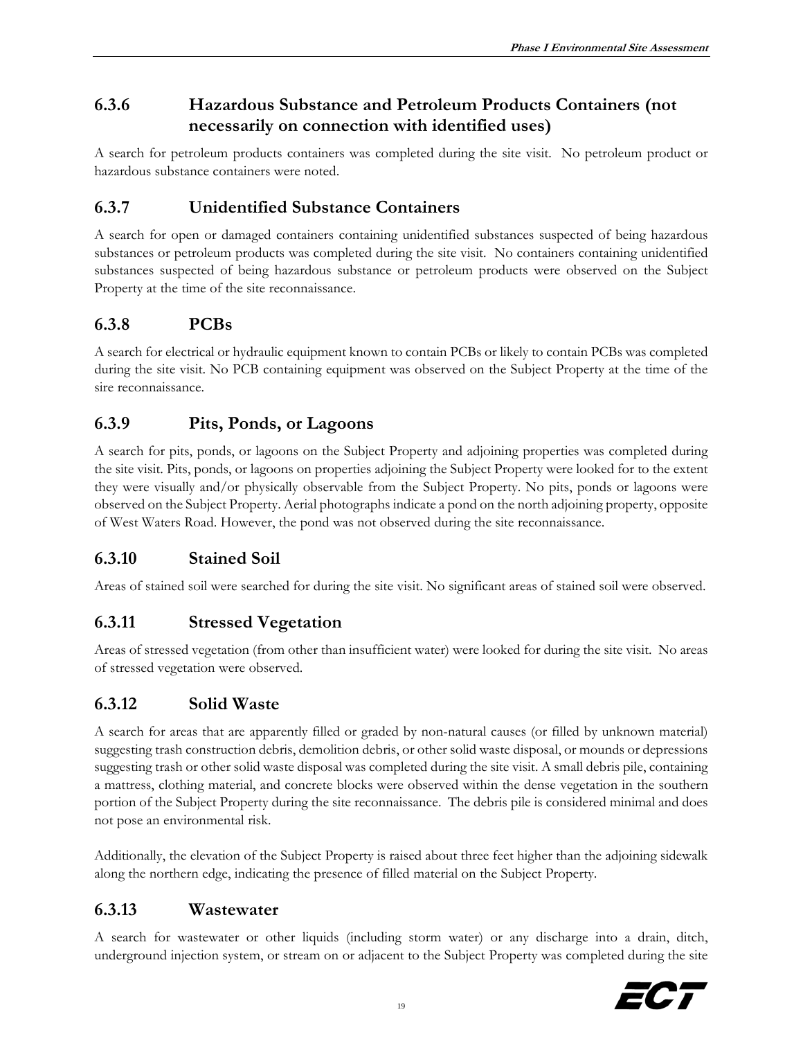### 6.3.6 Hazardous Substance and Petroleum Products Containers (not necessarily on connection with identified uses)

A search for petroleum products containers was completed during the site visit. No petroleum product or hazardous substance containers were noted.

### 6.3.7 Unidentified Substance Containers

A search for open or damaged containers containing unidentified substances suspected of being hazardous substances or petroleum products was completed during the site visit. No containers containing unidentified substances suspected of being hazardous substance or petroleum products were observed on the Subject Property at the time of the site reconnaissance.

### 6.3.8 PCBs

A search for electrical or hydraulic equipment known to contain PCBs or likely to contain PCBs was completed during the site visit. No PCB containing equipment was observed on the Subject Property at the time of the sire reconnaissance.

### 6.3.9 Pits, Ponds, or Lagoons

A search for pits, ponds, or lagoons on the Subject Property and adjoining properties was completed during the site visit. Pits, ponds, or lagoons on properties adjoining the Subject Property were looked for to the extent they were visually and/or physically observable from the Subject Property. No pits, ponds or lagoons were observed on the Subject Property. Aerial photographs indicate a pond on the north adjoining property, opposite of West Waters Road. However, the pond was not observed during the site reconnaissance.

### 6.3.10 Stained Soil

Areas of stained soil were searched for during the site visit. No significant areas of stained soil were observed.

### 6.3.11 Stressed Vegetation

Areas of stressed vegetation (from other than insufficient water) were looked for during the site visit. No areas of stressed vegetation were observed.

### 6.3.12 Solid Waste

A search for areas that are apparently filled or graded by non-natural causes (or filled by unknown material) suggesting trash construction debris, demolition debris, or other solid waste disposal, or mounds or depressions suggesting trash or other solid waste disposal was completed during the site visit. A small debris pile, containing a mattress, clothing material, and concrete blocks were observed within the dense vegetation in the southern portion of the Subject Property during the site reconnaissance. The debris pile is considered minimal and does not pose an environmental risk.

Additionally, the elevation of the Subject Property is raised about three feet higher than the adjoining sidewalk along the northern edge, indicating the presence of filled material on the Subject Property.

### 6.3.13 Wastewater

A search for wastewater or other liquids (including storm water) or any discharge into a drain, ditch, underground injection system, or stream on or adjacent to the Subject Property was completed during the site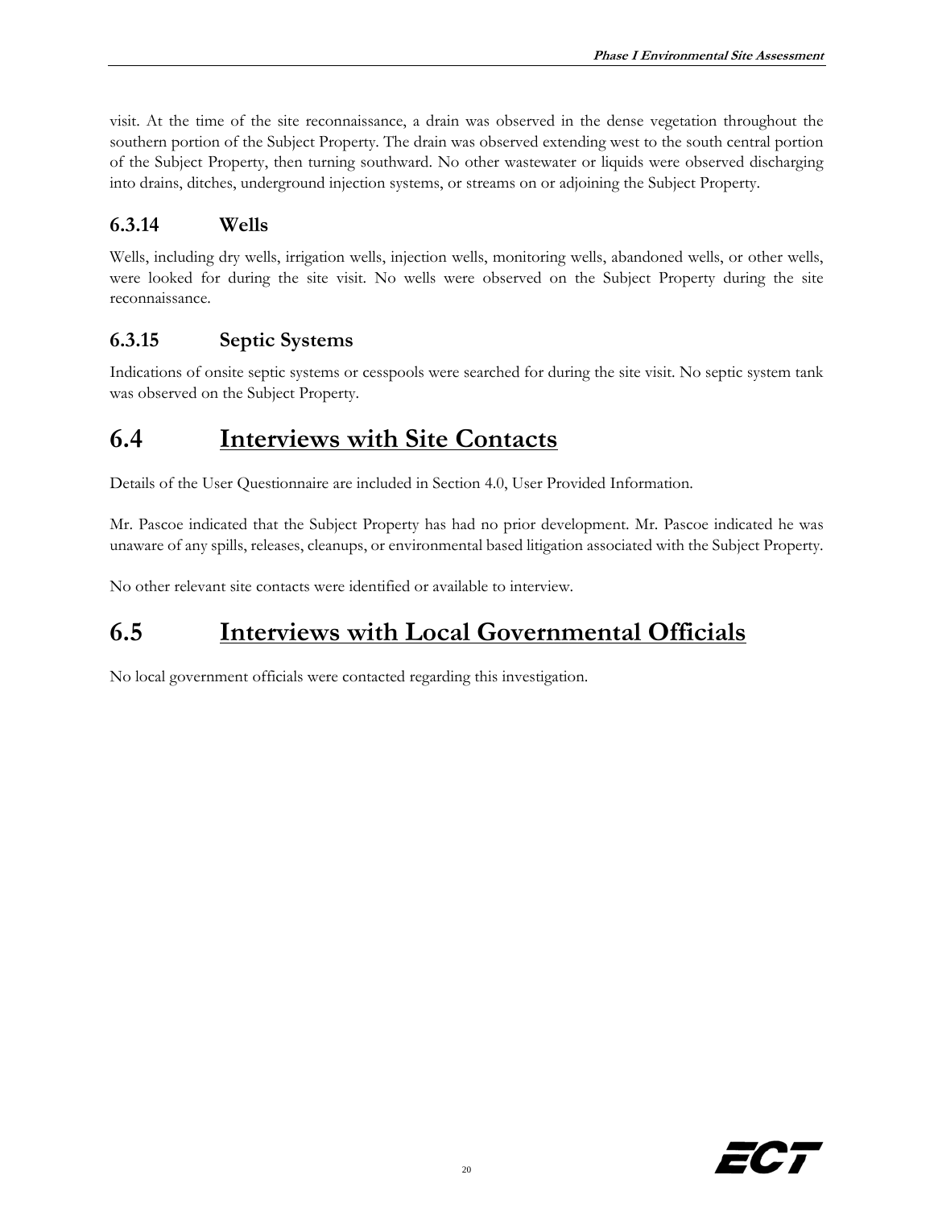visit. At the time of the site reconnaissance, a drain was observed in the dense vegetation throughout the southern portion of the Subject Property. The drain was observed extending west to the south central portion of the Subject Property, then turning southward. No other wastewater or liquids were observed discharging into drains, ditches, underground injection systems, or streams on or adjoining the Subject Property.

### 6.3.14 Wells

Wells, including dry wells, irrigation wells, injection wells, monitoring wells, abandoned wells, or other wells, were looked for during the site visit. No wells were observed on the Subject Property during the site reconnaissance.

### 6.3.15 Septic Systems

Indications of onsite septic systems or cesspools were searched for during the site visit. No septic system tank was observed on the Subject Property.

## 6.4 Interviews with Site Contacts

Details of the User Questionnaire are included in Section 4.0, User Provided Information.

Mr. Pascoe indicated that the Subject Property has had no prior development. Mr. Pascoe indicated he was unaware of any spills, releases, cleanups, or environmental based litigation associated with the Subject Property.

No other relevant site contacts were identified or available to interview.

## 6.5 Interviews with Local Governmental Officials

No local government officials were contacted regarding this investigation.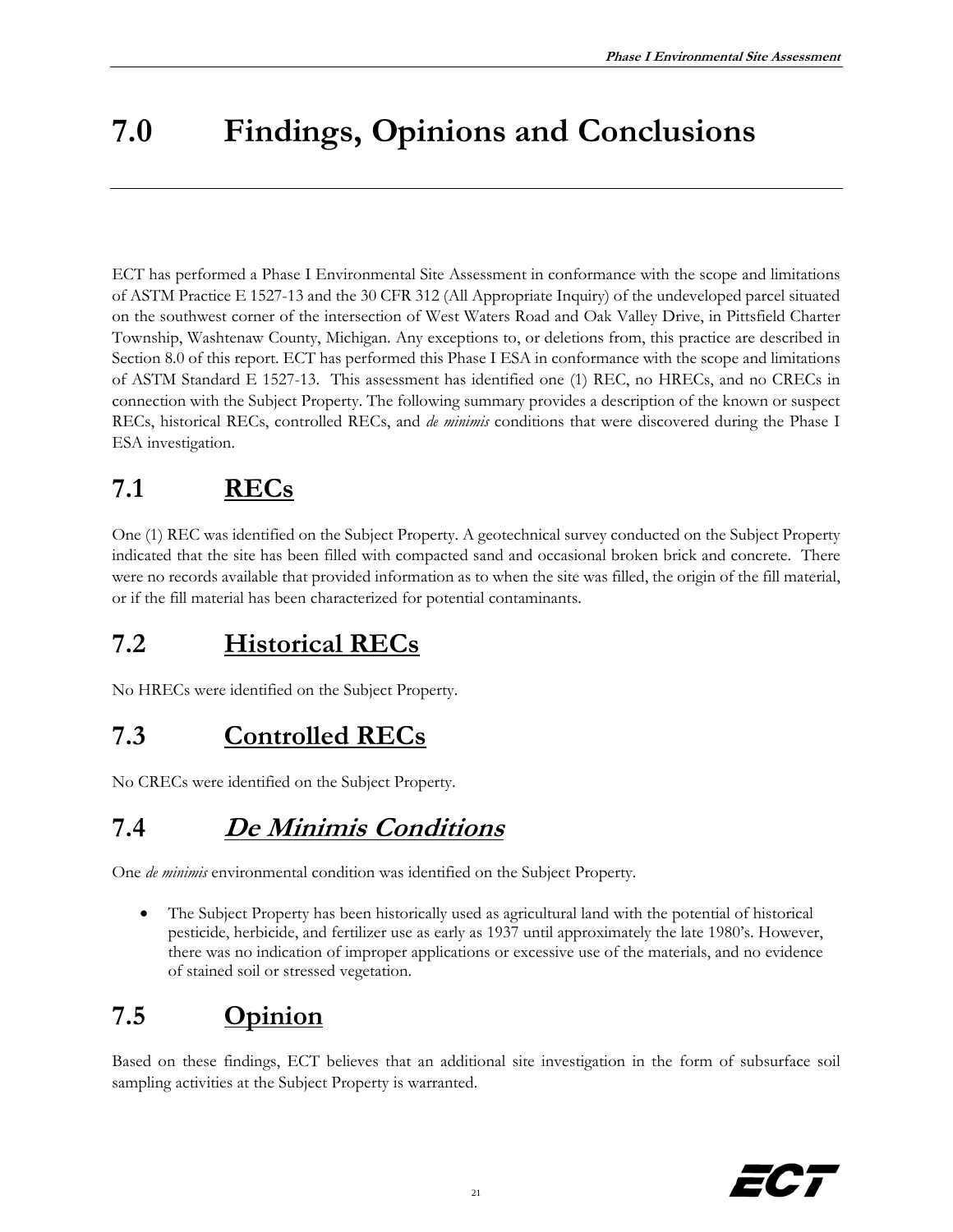# 7.0 Findings, Opinions and Conclusions

ECT has performed a Phase I Environmental Site Assessment in conformance with the scope and limitations of ASTM Practice E 1527-13 and the 30 CFR 312 (All Appropriate Inquiry) of the undeveloped parcel situated on the southwest corner of the intersection of West Waters Road and Oak Valley Drive, in Pittsfield Charter Township, Washtenaw County, Michigan. Any exceptions to, or deletions from, this practice are described in Section 8.0 of this report. ECT has performed this Phase I ESA in conformance with the scope and limitations of ASTM Standard E 1527-13. This assessment has identified one (1) REC, no HRECs, and no CRECs in connection with the Subject Property. The following summary provides a description of the known or suspect RECs, historical RECs, controlled RECs, and *de minimis* conditions that were discovered during the Phase I ESA investigation.

## 7.1 RECs

One (1) REC was identified on the Subject Property. A geotechnical survey conducted on the Subject Property indicated that the site has been filled with compacted sand and occasional broken brick and concrete. There were no records available that provided information as to when the site was filled, the origin of the fill material, or if the fill material has been characterized for potential contaminants.

## 7.2 Historical RECs

No HRECs were identified on the Subject Property.

## 7.3 Controlled RECs

No CRECs were identified on the Subject Property.

## 7.4 *De Minimis Conditions*

One *de minimis* environmental condition was identified on the Subject Property.

- The Subject Property has been historically used as agricultural land with the potential of historical pesticide, herbicide, and fertilizer use as early as 1937 until approximately the late 1980's. However, there was no indication of improper applications or excessive use of the materials, and no evidence of stained soil or stressed vegetation.

## 7.5 Opinion

Based on these findings, ECT believes that an additional site investigation in the form of subsurface soil sampling activities at the Subject Property is warranted.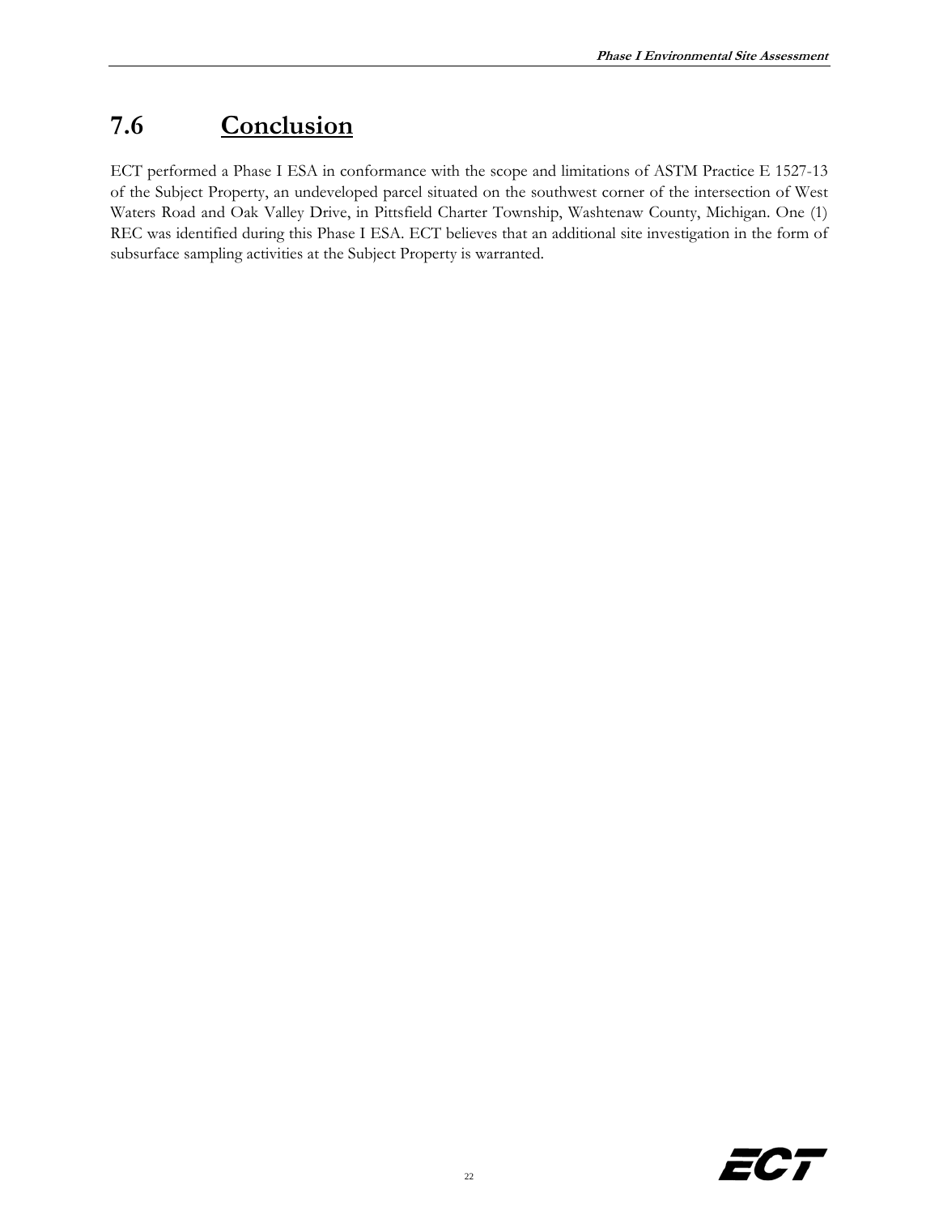## 7.6 Conclusion

ECT performed a Phase I ESA in conformance with the scope and limitations of ASTM Practice E 1527-13 of the Subject Property, an undeveloped parcel situated on the southwest corner of the intersection of West Waters Road and Oak Valley Drive, in Pittsfield Charter Township, Washtenaw County, Michigan. One (1) REC was identified during this Phase I ESA. ECT believes that an additional site investigation in the form of subsurface sampling activities at the Subject Property is warranted.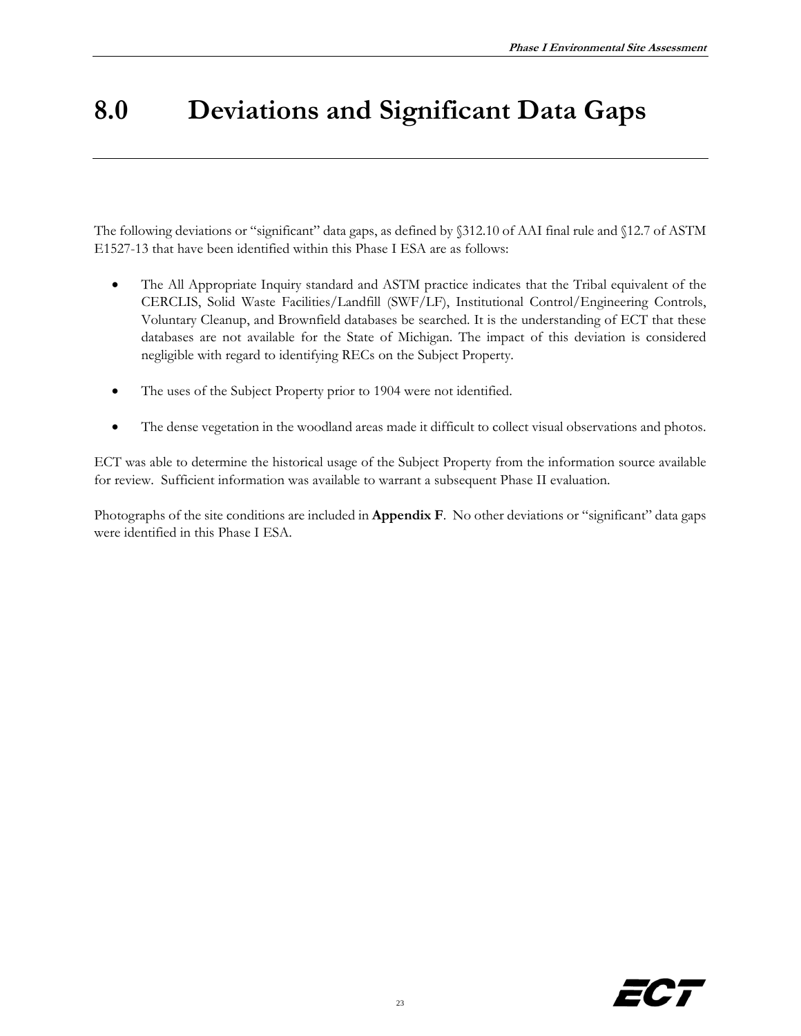# 8.0 Deviations and Significant Data Gaps

The following deviations or "significant" data gaps, as defined by §312.10 of AAI final rule and §12.7 of ASTM E1527-13 that have been identified within this Phase I ESA are as follows:

- The All Appropriate Inquiry standard and ASTM practice indicates that the Tribal equivalent of the CERCLIS, Solid Waste Facilities/Landfill (SWF/LF), Institutional Control/Engineering Controls, Voluntary Cleanup, and Brownfield databases be searched. It is the understanding of ECT that these databases are not available for the State of Michigan. The impact of this deviation is considered negligible with regard to identifying RECs on the Subject Property.

- The uses of the Subject Property prior to 1904 were not identified.

- The dense vegetation in the woodland areas made it difficult to collect visual observations and photos.

ECT was able to determine the historical usage of the Subject Property from the information source available for review. Sufficient information was available to warrant a subsequent Phase II evaluation.

Photographs of the site conditions are included in **Appendix F**. No other deviations or "significant" data gaps were identified in this Phase I ESA.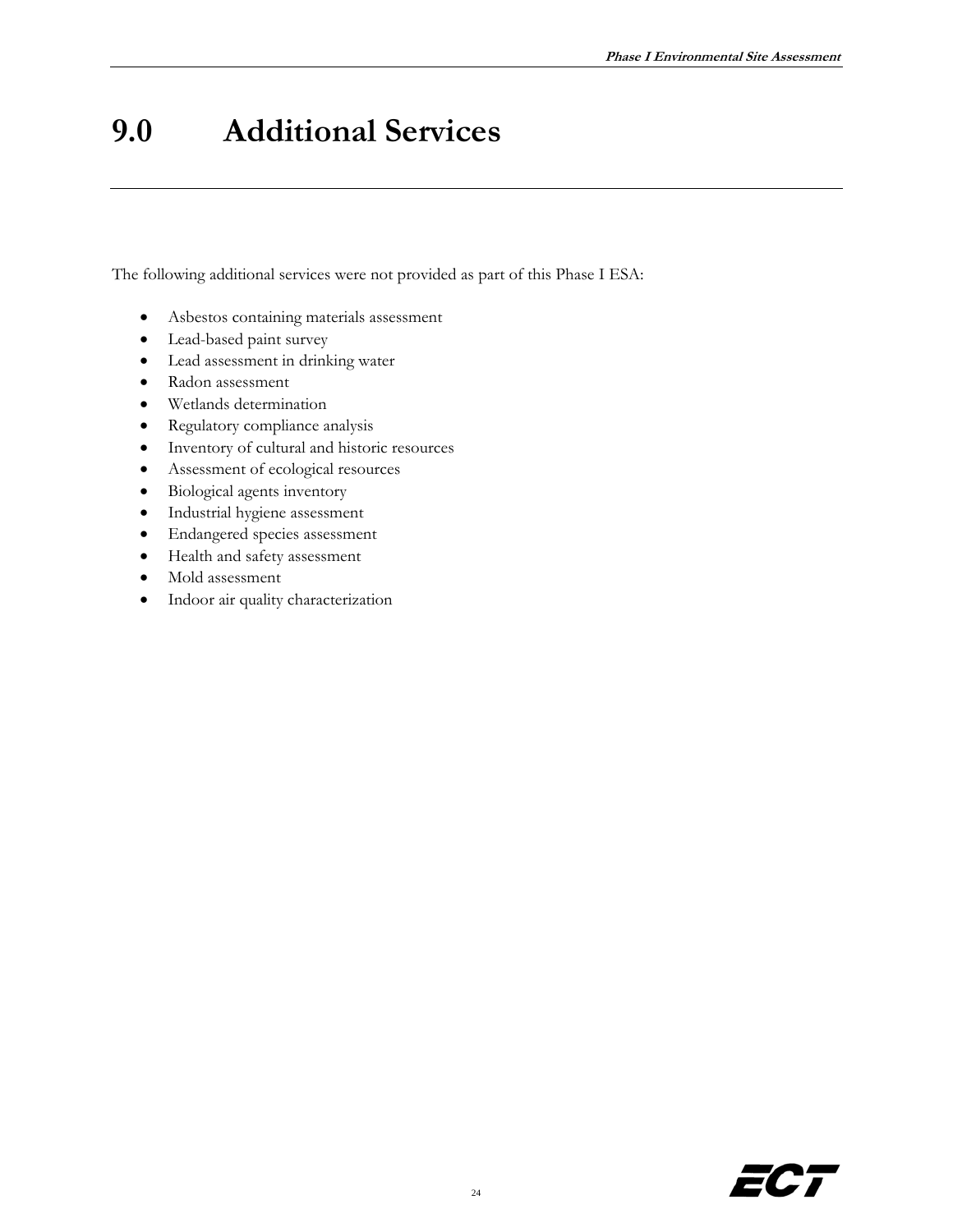# 9.0 Additional Services

The following additional services were not provided as part of this Phase I ESA:

- Asbestos containing materials assessment
- Lead-based paint survey
- Lead assessment in drinking water
- Radon assessment
- Wetlands determination
- Regulatory compliance analysis
- Inventory of cultural and historic resources
- Assessment of ecological resources
- Biological agents inventory
- Industrial hygiene assessment
- Endangered species assessment
- Health and safety assessment
- Mold assessment
- Indoor air quality characterization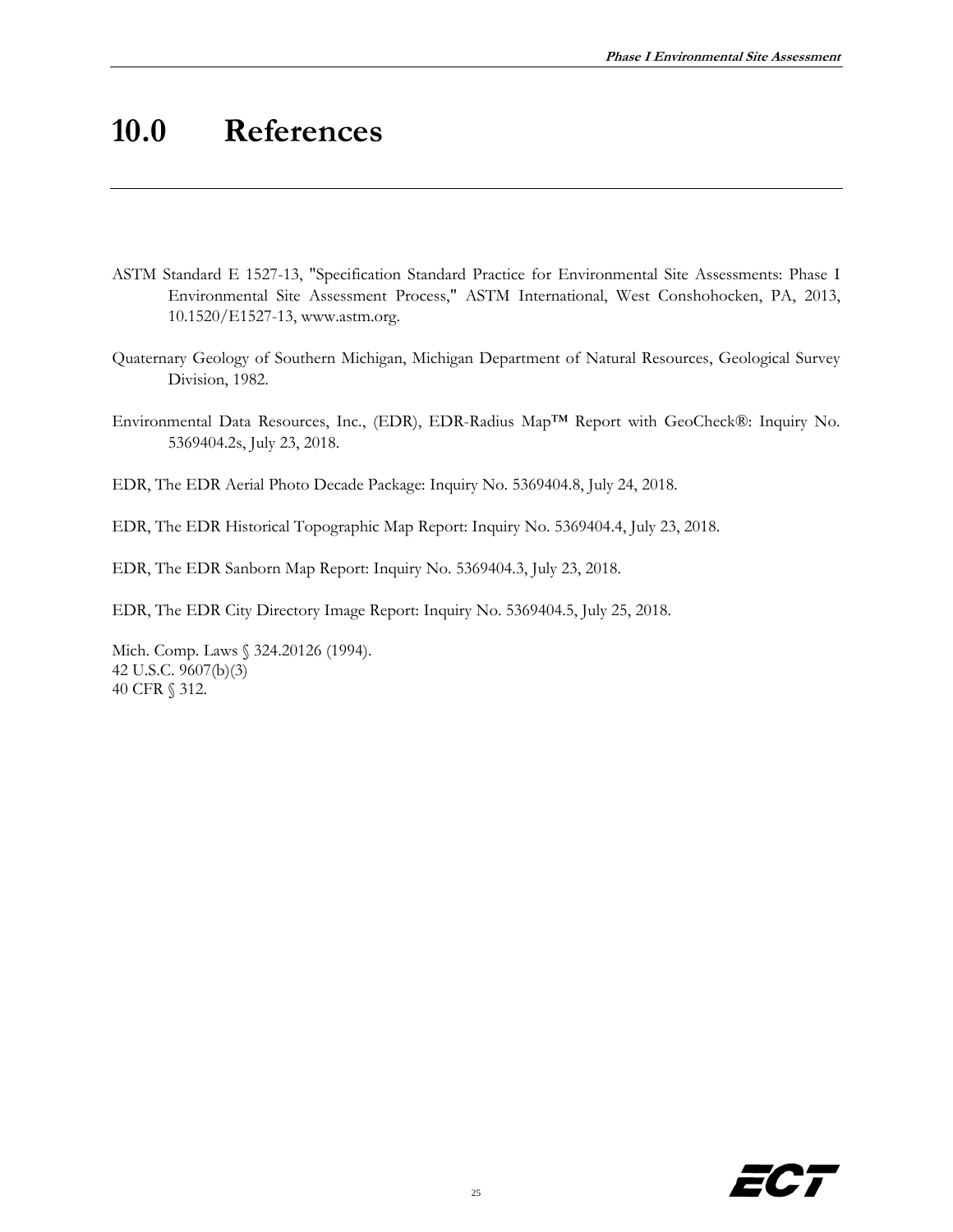# 10.0 References

ASTM Standard E 1527-13, "Specification Standard Practice for Environmental Site Assessments: Phase I Environmental Site Assessment Process," ASTM International, West Conshohocken, PA, 2013, 10.1520/E1527-13, www.astm.org.

Quaternary Geology of Southern Michigan, Michigan Department of Natural Resources, Geological Survey Division, 1982.

Environmental Data Resources, Inc., (EDR), EDR-Radius Map™ Report with GeoCheck®: Inquiry No. 5369404.2s, July 23, 2018.

EDR, The EDR Aerial Photo Decade Package: Inquiry No. 5369404.8, July 24, 2018.

EDR, The EDR Historical Topographic Map Report: Inquiry No. 5369404.4, July 23, 2018.

EDR, The EDR Sanborn Map Report: Inquiry No. 5369404.3, July 23, 2018.

EDR, The EDR City Directory Image Report: Inquiry No. 5369404.5, July 25, 2018.

Mich. Comp. Laws § 324.20126 (1994).
42 U.S.C. 9607(b)(3)
40 CFR § 312.